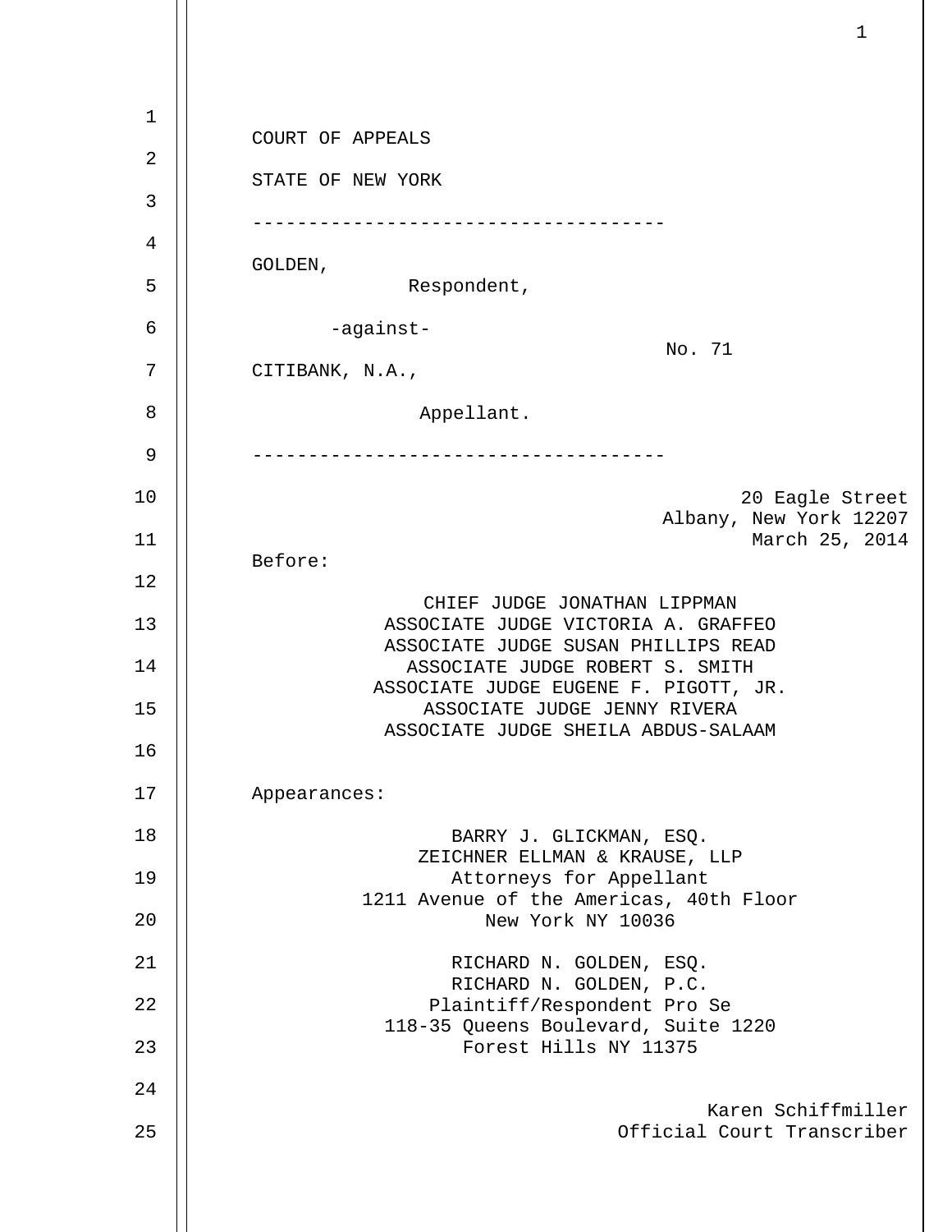COURT OF APPEALS

STATE OF NEW YORK

------------------------------------

GOLDEN,

Respondent,

-against-

No. 71

CITIBANK, N.A.,

Appellant.

------------------------------------

20 Eagle Street
Albany, New York 12207
March 25, 2014

Before:

CHIEF JUDGE JONATHAN LIPPMAN
ASSOCIATE JUDGE VICTORIA A. GRAFFEO
ASSOCIATE JUDGE SUSAN PHILLIPS READ
ASSOCIATE JUDGE ROBERT S. SMITH
ASSOCIATE JUDGE EUGENE F. PIGOTT, JR.
ASSOCIATE JUDGE JENNY RIVERA
ASSOCIATE JUDGE SHEILA ABDUS-SALAAM

Appearances:

BARRY J. GLICKMAN, ESQ.
ZEICHNER ELLMAN & KRAUSE, LLP
Attorneys for Appellant
1211 Avenue of the Americas, 40th Floor
New York NY 10036

RICHARD N. GOLDEN, ESQ.
RICHARD N. GOLDEN, P.C.
Plaintiff/Respondent Pro Se
118-35 Queens Boulevard, Suite 1220
Forest Hills NY 11375

Karen Schiffmiller
Official Court Transcriber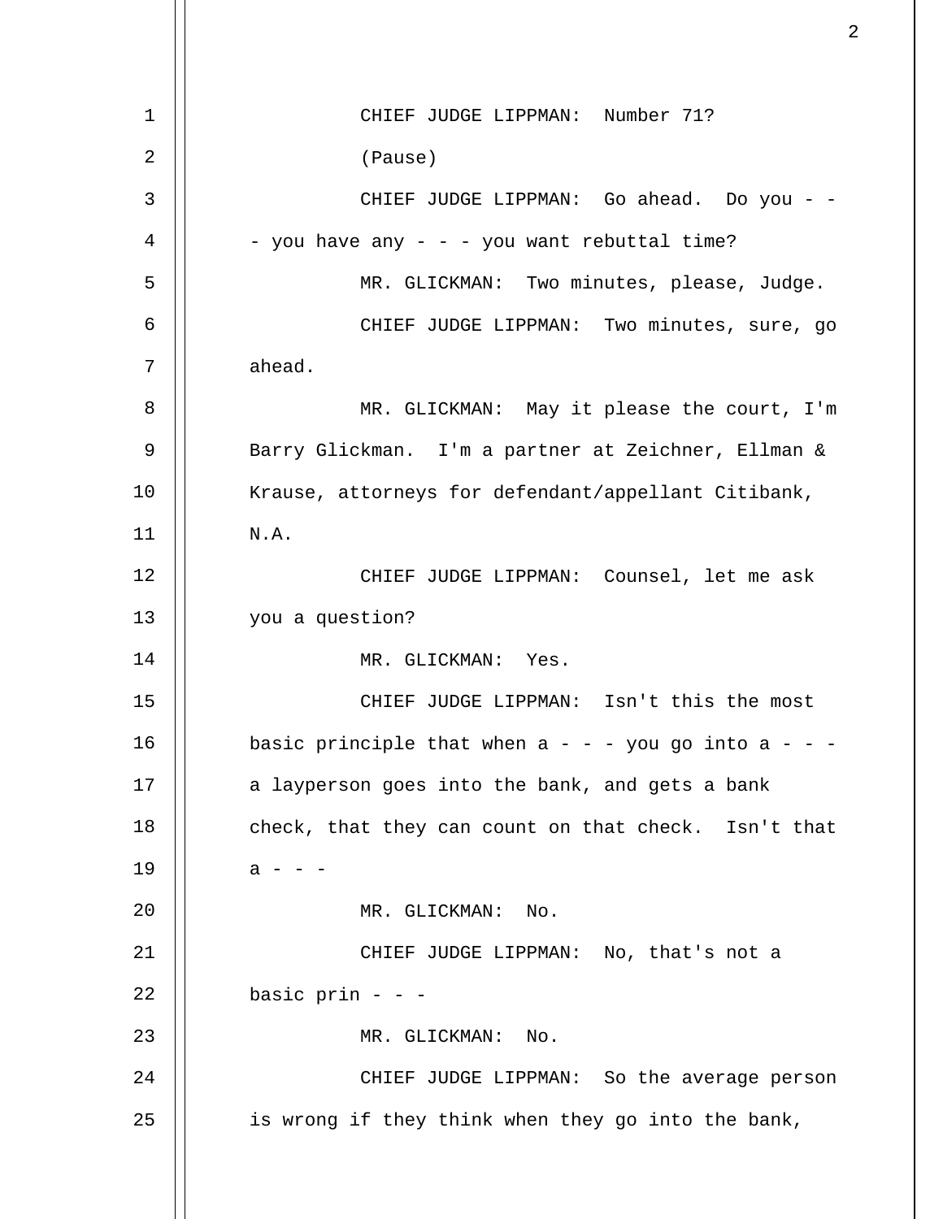CHIEF JUDGE LIPPMAN: Number 71?

(Pause)

CHIEF JUDGE LIPPMAN: Go ahead. Do you - - - you have any - - - you want rebuttal time?

MR. GLICKMAN: Two minutes, please, Judge.

CHIEF JUDGE LIPPMAN: Two minutes, sure, go ahead.

MR. GLICKMAN: May it please the court, I'm Barry Glickman. I'm a partner at Zeichner, Ellman & Krause, attorneys for defendant/appellant Citibank, N.A.

CHIEF JUDGE LIPPMAN: Counsel, let me ask you a question?

MR. GLICKMAN: Yes.

CHIEF JUDGE LIPPMAN: Isn't this the most basic principle that when a - - - you go into a - - - a layperson goes into the bank, and gets a bank check, that they can count on that check. Isn't that a - - -

MR. GLICKMAN: No.

CHIEF JUDGE LIPPMAN: No, that's not a basic prin - - -

MR. GLICKMAN: No.

CHIEF JUDGE LIPPMAN: So the average person is wrong if they think when they go into the bank,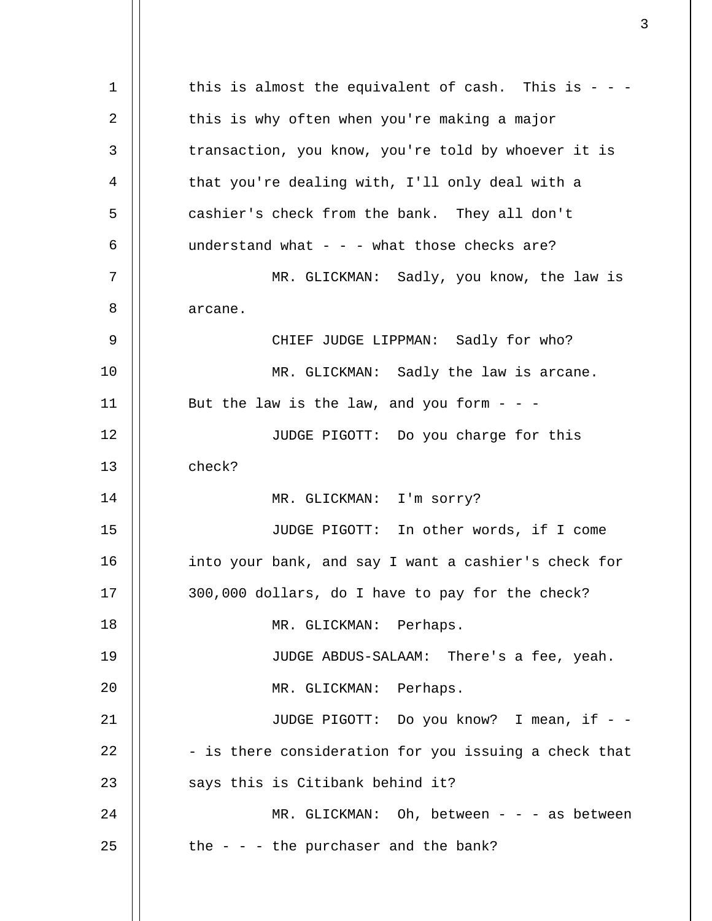this is almost the equivalent of cash. This is - - - this is why often when you're making a major transaction, you know, you're told by whoever it is that you're dealing with, I'll only deal with a cashier's check from the bank. They all don't understand what - - - what those checks are?

MR. GLICKMAN: Sadly, you know, the law is arcane.

CHIEF JUDGE LIPPMAN: Sadly for who?

MR. GLICKMAN: Sadly the law is arcane. But the law is the law, and you form - - -

JUDGE PIGOTT: Do you charge for this check?

MR. GLICKMAN: I'm sorry?

JUDGE PIGOTT: In other words, if I come into your bank, and say I want a cashier's check for 300,000 dollars, do I have to pay for the check?

MR. GLICKMAN: Perhaps.

JUDGE ABDUS-SALAAM: There's a fee, yeah.

MR. GLICKMAN: Perhaps.

JUDGE PIGOTT: Do you know? I mean, if - - - is there consideration for you issuing a check that says this is Citibank behind it?

MR. GLICKMAN: Oh, between - - - as between the - - - the purchaser and the bank?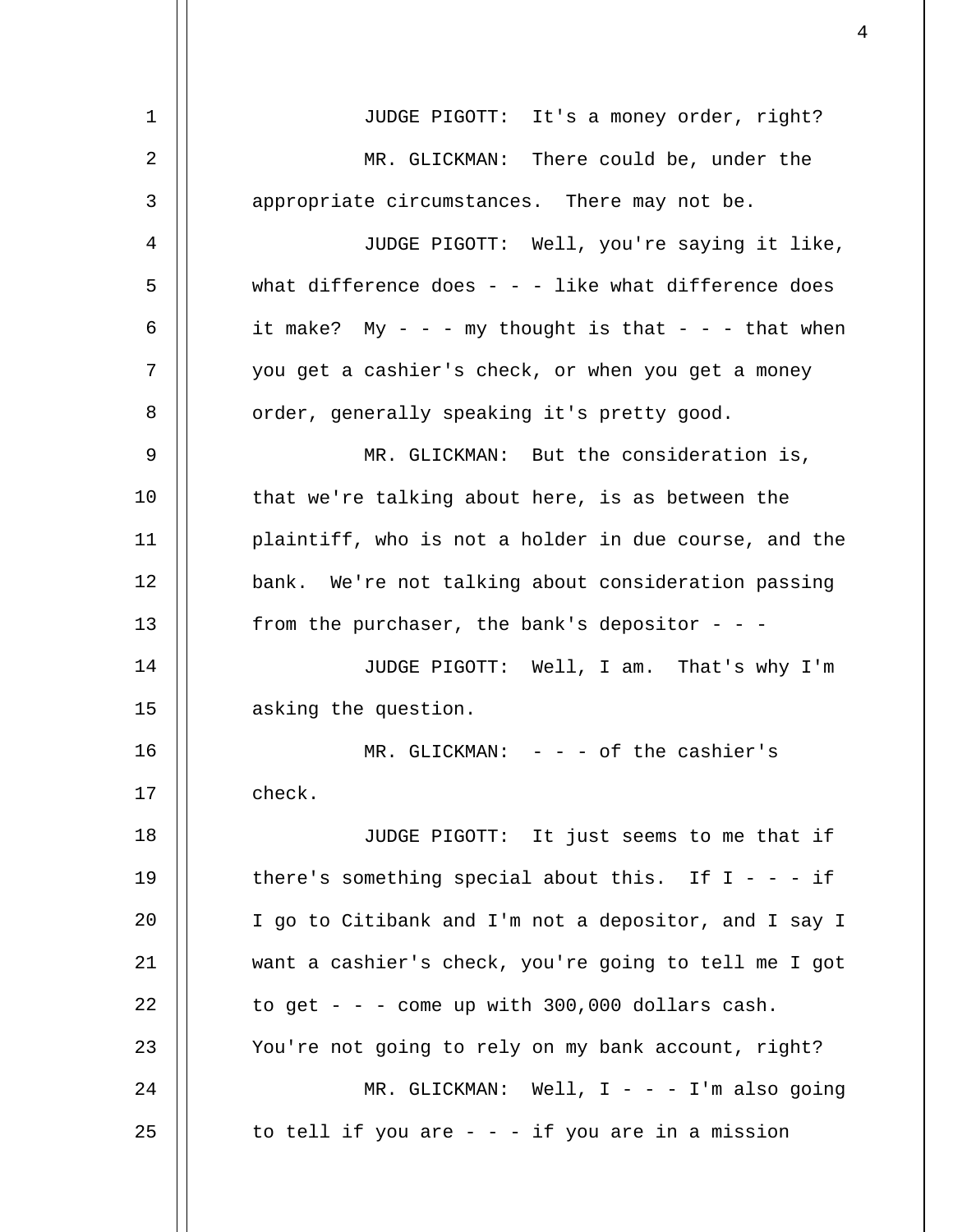JUDGE PIGOTT: It's a money order, right?

MR. GLICKMAN: There could be, under the appropriate circumstances. There may not be.

JUDGE PIGOTT: Well, you're saying it like, what difference does - - - like what difference does it make? My - - - my thought is that - - - that when you get a cashier's check, or when you get a money order, generally speaking it's pretty good.

MR. GLICKMAN: But the consideration is, that we're talking about here, is as between the plaintiff, who is not a holder in due course, and the bank. We're not talking about consideration passing from the purchaser, the bank's depositor - - -

JUDGE PIGOTT: Well, I am. That's why I'm asking the question.

MR. GLICKMAN: - - - of the cashier's check.

JUDGE PIGOTT: It just seems to me that if there's something special about this. If I - - - if I go to Citibank and I'm not a depositor, and I say I want a cashier's check, you're going to tell me I got to get - - - come up with 300,000 dollars cash. You're not going to rely on my bank account, right?

MR. GLICKMAN: Well, I - - - I'm also going to tell if you are - - - if you are in a mission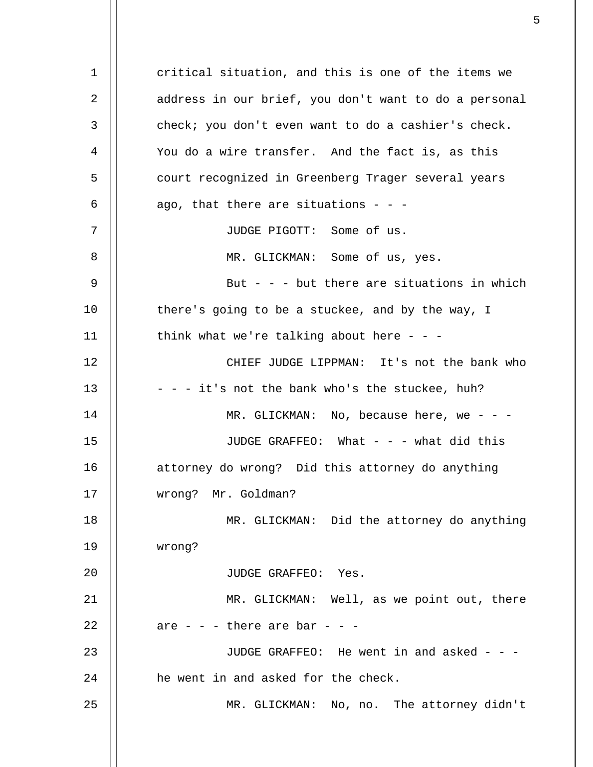critical situation, and this is one of the items we address in our brief, you don't want to do a personal check; you don't even want to do a cashier's check. You do a wire transfer. And the fact is, as this court recognized in Greenberg Trager several years ago, that there are situations - - -

JUDGE PIGOTT: Some of us.

MR. GLICKMAN: Some of us, yes.

But - - - but there are situations in which there's going to be a stuckee, and by the way, I think what we're talking about here - - -

CHIEF JUDGE LIPPMAN: It's not the bank who - - - it's not the bank who's the stuckee, huh?

MR. GLICKMAN: No, because here, we - - -

JUDGE GRAFFEO: What - - - what did this attorney do wrong? Did this attorney do anything wrong? Mr. Goldman?

MR. GLICKMAN: Did the attorney do anything wrong?

JUDGE GRAFFEO: Yes.

MR. GLICKMAN: Well, as we point out, there are - - - there are bar - - -

JUDGE GRAFFEO: He went in and asked - - - he went in and asked for the check.

MR. GLICKMAN: No, no. The attorney didn't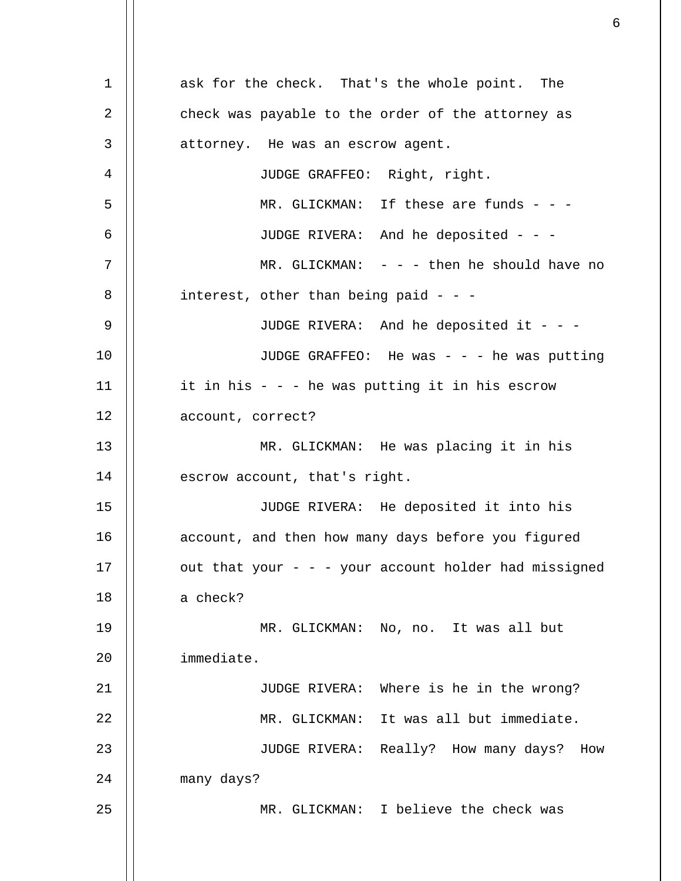ask for the check. That's the whole point. The check was payable to the order of the attorney as attorney. He was an escrow agent.

JUDGE GRAFFEO: Right, right.

MR. GLICKMAN: If these are funds - - -

JUDGE RIVERA: And he deposited - - -

MR. GLICKMAN: - - - then he should have no interest, other than being paid - - -

JUDGE RIVERA: And he deposited it - - -

JUDGE GRAFFEO: He was - - - he was putting it in his - - - he was putting it in his escrow account, correct?

MR. GLICKMAN: He was placing it in his escrow account, that's right.

JUDGE RIVERA: He deposited it into his account, and then how many days before you figured out that your - - - your account holder had missigned a check?

MR. GLICKMAN: No, no. It was all but immediate.

JUDGE RIVERA: Where is he in the wrong?

MR. GLICKMAN: It was all but immediate.

JUDGE RIVERA: Really? How many days? How many days?

MR. GLICKMAN: I believe the check was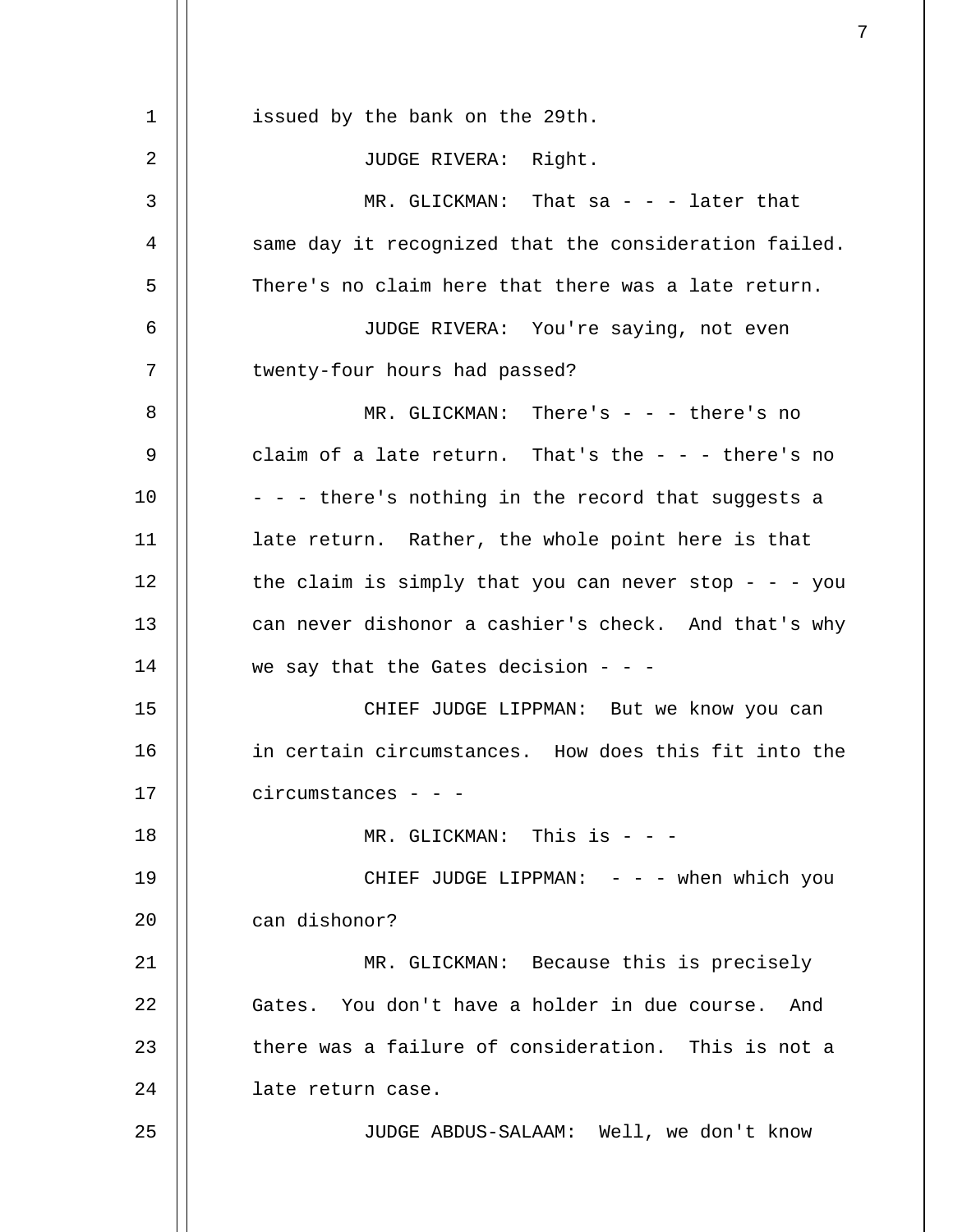issued by the bank on the 29th.

JUDGE RIVERA: Right.

MR. GLICKMAN: That sa - - - later that same day it recognized that the consideration failed. There's no claim here that there was a late return.

JUDGE RIVERA: You're saying, not even twenty-four hours had passed?

MR. GLICKMAN: There's - - - there's no claim of a late return. That's the - - - there's no - - - there's nothing in the record that suggests a late return. Rather, the whole point here is that the claim is simply that you can never stop - - - you can never dishonor a cashier's check. And that's why we say that the Gates decision - - -

CHIEF JUDGE LIPPMAN: But we know you can in certain circumstances. How does this fit into the circumstances - - -

MR. GLICKMAN: This is - - -

CHIEF JUDGE LIPPMAN: - - - when which you can dishonor?

MR. GLICKMAN: Because this is precisely Gates. You don't have a holder in due course. And there was a failure of consideration. This is not a late return case.

JUDGE ABDUS-SALAAM: Well, we don't know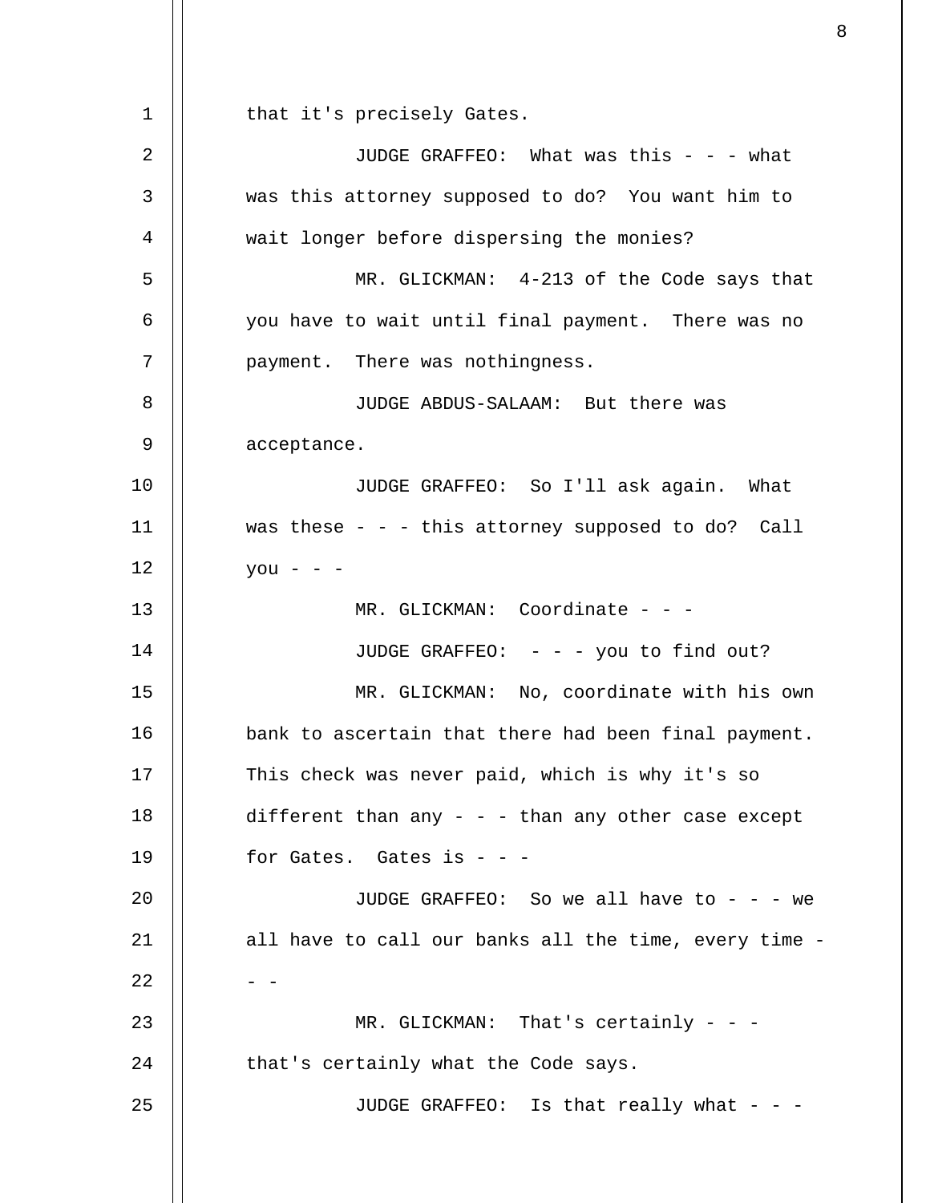that it's precisely Gates.

JUDGE GRAFFEO: What was this - - - what was this attorney supposed to do? You want him to wait longer before dispersing the monies?

MR. GLICKMAN: 4-213 of the Code says that you have to wait until final payment. There was no payment. There was nothingness.

JUDGE ABDUS-SALAAM: But there was acceptance.

JUDGE GRAFFEO: So I'll ask again. What was these - - - this attorney supposed to do? Call you - - -

MR. GLICKMAN: Coordinate - - -

JUDGE GRAFFEO: - - - you to find out?

MR. GLICKMAN: No, coordinate with his own bank to ascertain that there had been final payment. This check was never paid, which is why it's so different than any - - - than any other case except for Gates. Gates is - - -

JUDGE GRAFFEO: So we all have to - - - we all have to call our banks all the time, every time - - -

MR. GLICKMAN: That's certainly - - - that's certainly what the Code says.

JUDGE GRAFFEO: Is that really what - - -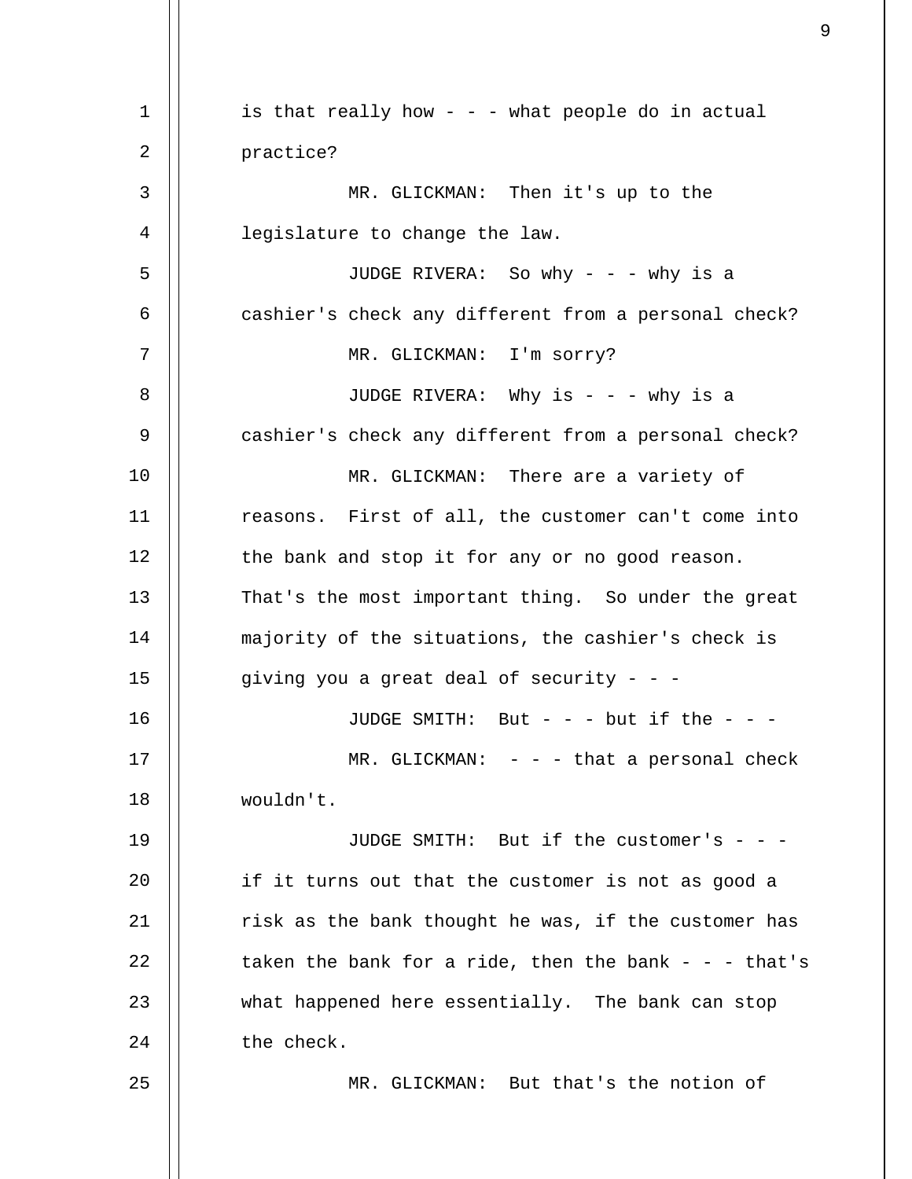is that really how - - - what people do in actual practice?

MR. GLICKMAN: Then it's up to the legislature to change the law.

JUDGE RIVERA: So why - - - why is a cashier's check any different from a personal check?

MR. GLICKMAN: I'm sorry?

JUDGE RIVERA: Why is - - - why is a cashier's check any different from a personal check?

MR. GLICKMAN: There are a variety of reasons. First of all, the customer can't come into the bank and stop it for any or no good reason. That's the most important thing. So under the great majority of the situations, the cashier's check is giving you a great deal of security - - -

JUDGE SMITH: But - - - but if the - - -

MR. GLICKMAN: - - - that a personal check wouldn't.

JUDGE SMITH: But if the customer's - - - if it turns out that the customer is not as good a risk as the bank thought he was, if the customer has taken the bank for a ride, then the bank - - - that's what happened here essentially. The bank can stop the check.

MR. GLICKMAN: But that's the notion of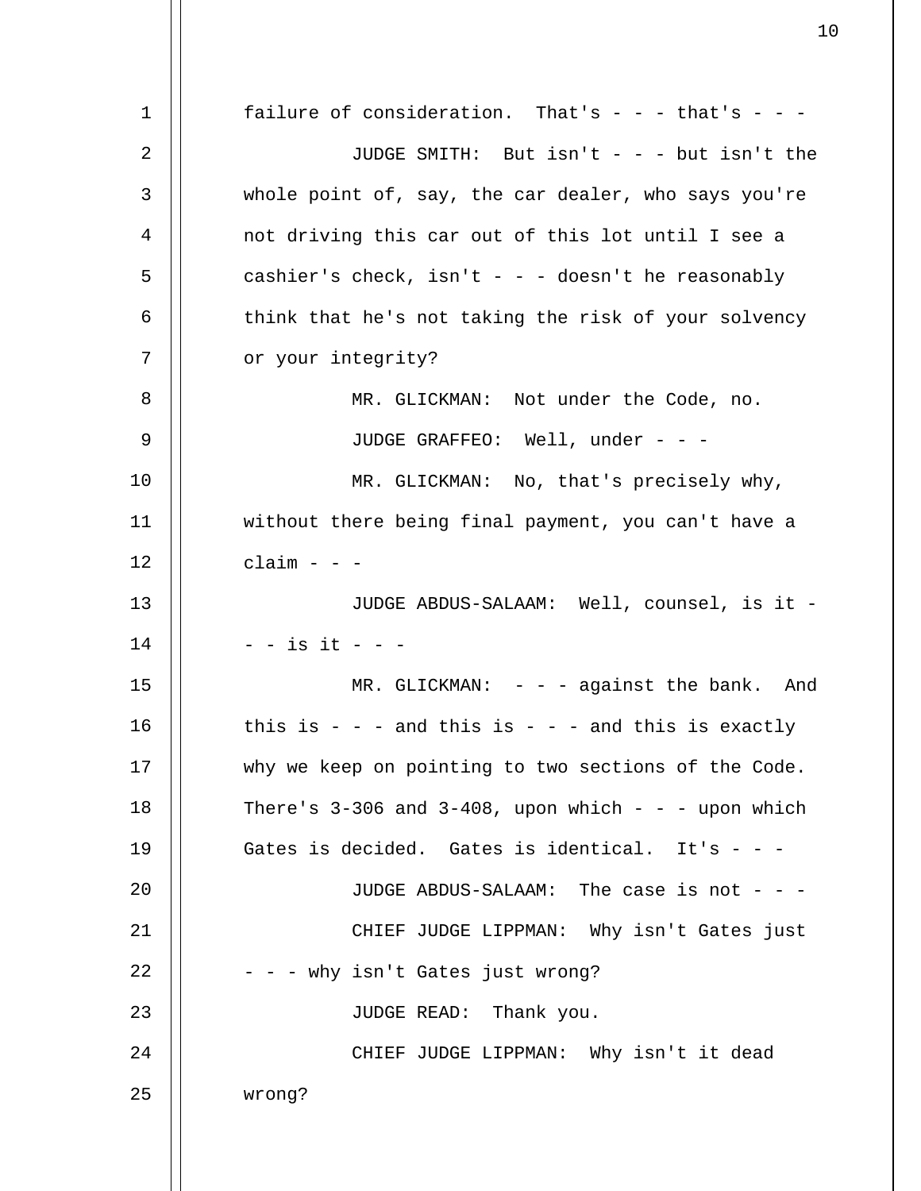failure of consideration. That's - - - that's - - -

JUDGE SMITH: But isn't - - - but isn't the whole point of, say, the car dealer, who says you're not driving this car out of this lot until I see a cashier's check, isn't - - - doesn't he reasonably think that he's not taking the risk of your solvency or your integrity?

MR. GLICKMAN: Not under the Code, no.

JUDGE GRAFFEO: Well, under - - -

MR. GLICKMAN: No, that's precisely why, without there being final payment, you can't have a claim - - -

JUDGE ABDUS-SALAAM: Well, counsel, is it - - - is it - - -

MR. GLICKMAN: - - - against the bank. And this is - - - and this is - - - and this is exactly why we keep on pointing to two sections of the Code. There's 3-306 and 3-408, upon which - - - upon which Gates is decided. Gates is identical. It's - - -

JUDGE ABDUS-SALAAM: The case is not - - -

CHIEF JUDGE LIPPMAN: Why isn't Gates just - - - why isn't Gates just wrong?

JUDGE READ: Thank you.

CHIEF JUDGE LIPPMAN: Why isn't it dead wrong?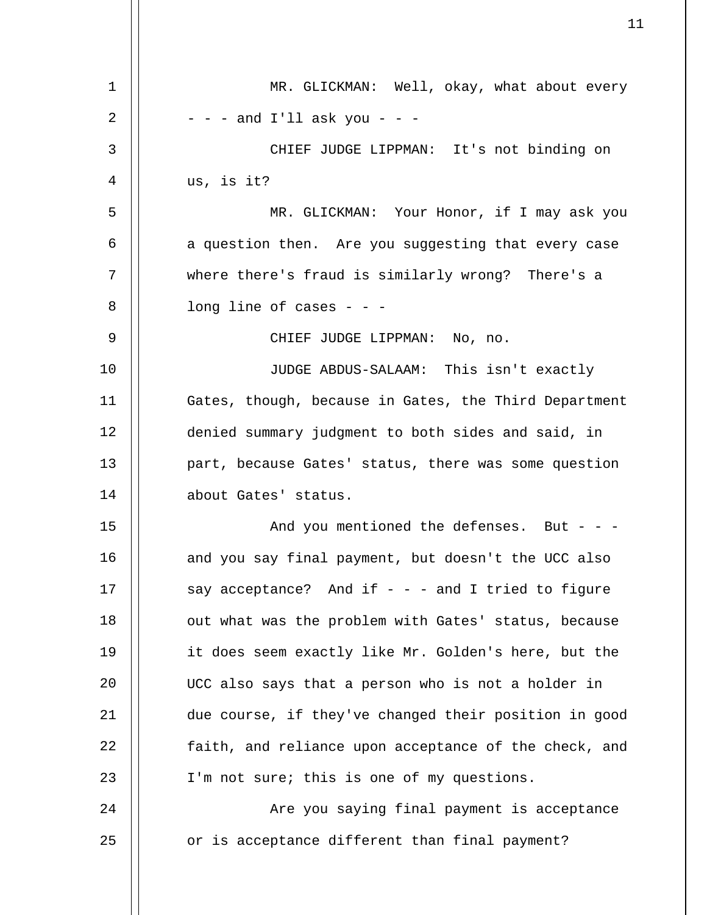MR. GLICKMAN: Well, okay, what about every - - - and I'll ask you - - -

CHIEF JUDGE LIPPMAN: It's not binding on us, is it?

MR. GLICKMAN: Your Honor, if I may ask you a question then. Are you suggesting that every case where there's fraud is similarly wrong? There's a long line of cases - - -

CHIEF JUDGE LIPPMAN: No, no.

JUDGE ABDUS-SALAAM: This isn't exactly Gates, though, because in Gates, the Third Department denied summary judgment to both sides and said, in part, because Gates' status, there was some question about Gates' status.

And you mentioned the defenses. But - - - and you say final payment, but doesn't the UCC also say acceptance? And if - - - and I tried to figure out what was the problem with Gates' status, because it does seem exactly like Mr. Golden's here, but the UCC also says that a person who is not a holder in due course, if they've changed their position in good faith, and reliance upon acceptance of the check, and I'm not sure; this is one of my questions.

Are you saying final payment is acceptance or is acceptance different than final payment?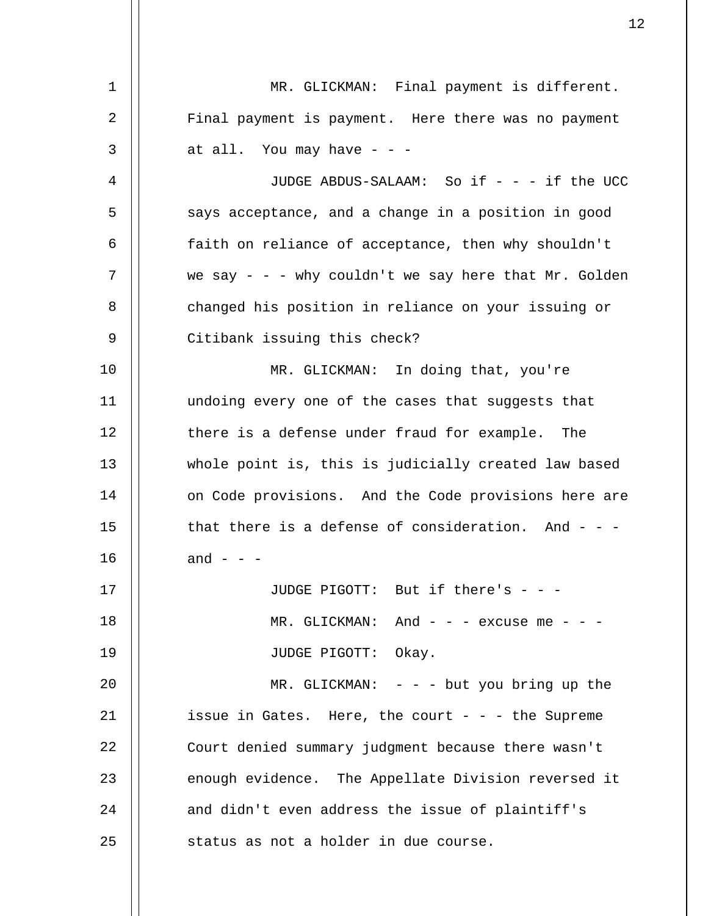MR. GLICKMAN: Final payment is different. Final payment is payment. Here there was no payment at all. You may have - - -

JUDGE ABDUS-SALAAM: So if - - - if the UCC says acceptance, and a change in a position in good faith on reliance of acceptance, then why shouldn't we say - - - why couldn't we say here that Mr. Golden changed his position in reliance on your issuing or Citibank issuing this check?

MR. GLICKMAN: In doing that, you're undoing every one of the cases that suggests that there is a defense under fraud for example. The whole point is, this is judicially created law based on Code provisions. And the Code provisions here are that there is a defense of consideration. And - - - and - - -

JUDGE PIGOTT: But if there's - - -

MR. GLICKMAN: And - - - excuse me - - -

JUDGE PIGOTT: Okay.

MR. GLICKMAN: - - - but you bring up the issue in Gates. Here, the court - - - the Supreme Court denied summary judgment because there wasn't enough evidence. The Appellate Division reversed it and didn't even address the issue of plaintiff's status as not a holder in due course.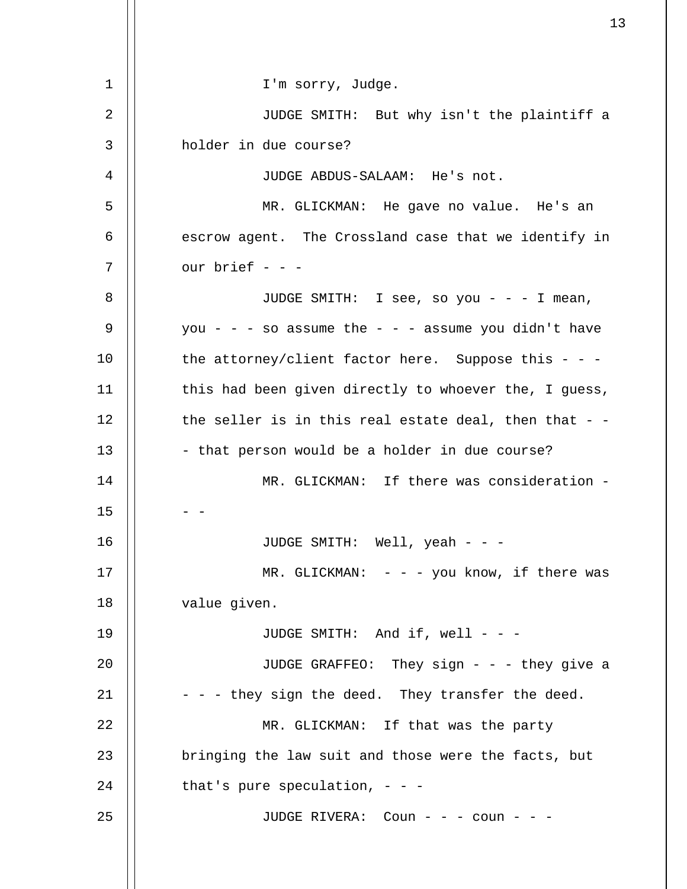I'm sorry, Judge.

JUDGE SMITH: But why isn't the plaintiff a holder in due course?

JUDGE ABDUS-SALAAM: He's not.

MR. GLICKMAN: He gave no value. He's an escrow agent. The Crossland case that we identify in our brief - - -

JUDGE SMITH: I see, so you - - - I mean, you - - - so assume the - - - assume you didn't have the attorney/client factor here. Suppose this - - - this had been given directly to whoever the, I guess, the seller is in this real estate deal, then that - - - that person would be a holder in due course?

MR. GLICKMAN: If there was consideration - - -

JUDGE SMITH: Well, yeah - - -

MR. GLICKMAN: - - - you know, if there was value given.

JUDGE SMITH: And if, well - - -

JUDGE GRAFFEO: They sign - - - they give a - - - they sign the deed. They transfer the deed.

MR. GLICKMAN: If that was the party bringing the law suit and those were the facts, but that's pure speculation, - - -

JUDGE RIVERA: Coun - - - coun - - -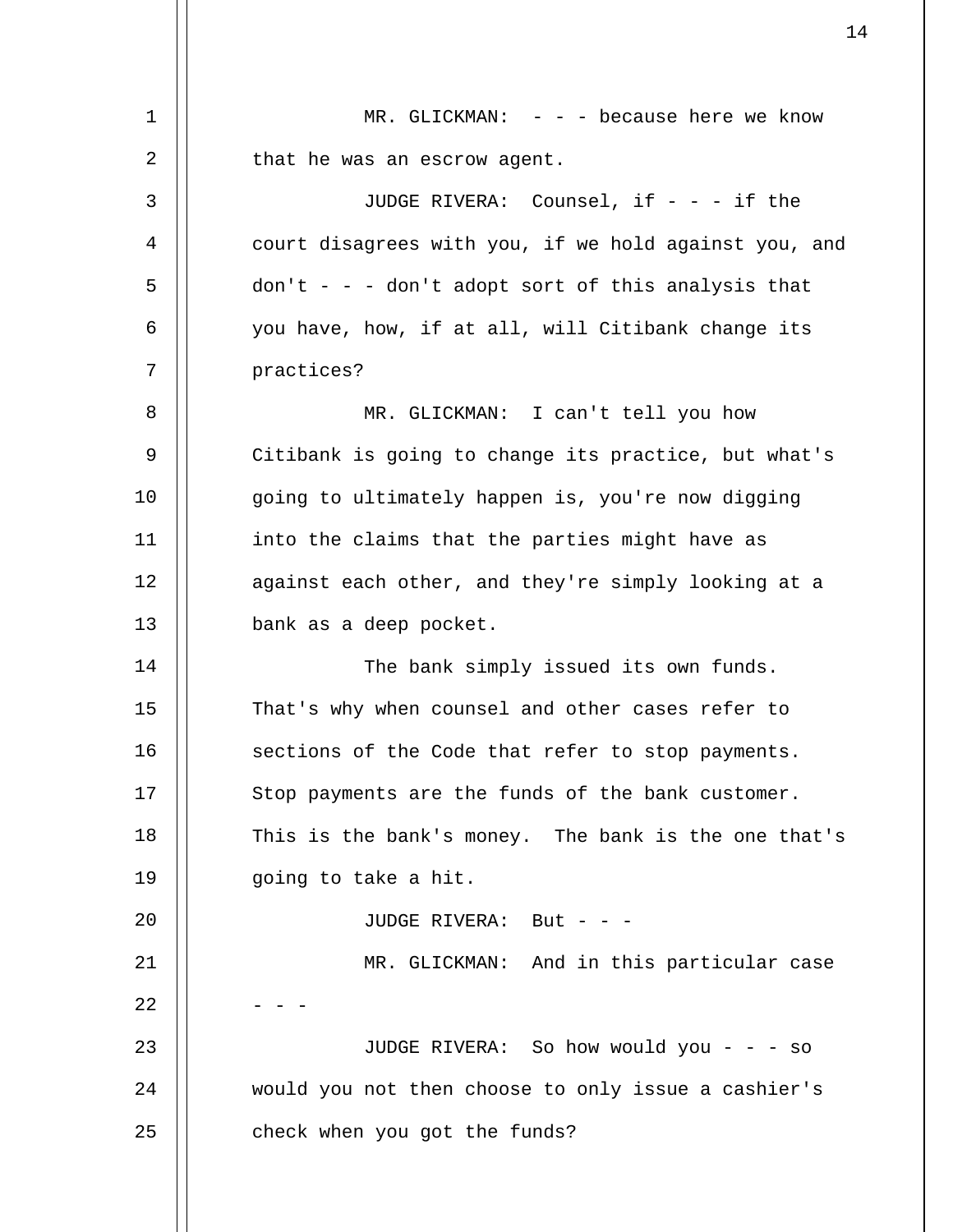MR. GLICKMAN: - - - because here we know that he was an escrow agent.

JUDGE RIVERA: Counsel, if - - - if the court disagrees with you, if we hold against you, and don't - - - don't adopt sort of this analysis that you have, how, if at all, will Citibank change its practices?

MR. GLICKMAN: I can't tell you how Citibank is going to change its practice, but what's going to ultimately happen is, you're now digging into the claims that the parties might have as against each other, and they're simply looking at a bank as a deep pocket.

The bank simply issued its own funds. That's why when counsel and other cases refer to sections of the Code that refer to stop payments. Stop payments are the funds of the bank customer. This is the bank's money. The bank is the one that's going to take a hit.

JUDGE RIVERA: But - - -

MR. GLICKMAN: And in this particular case - - -

JUDGE RIVERA: So how would you - - - so would you not then choose to only issue a cashier's check when you got the funds?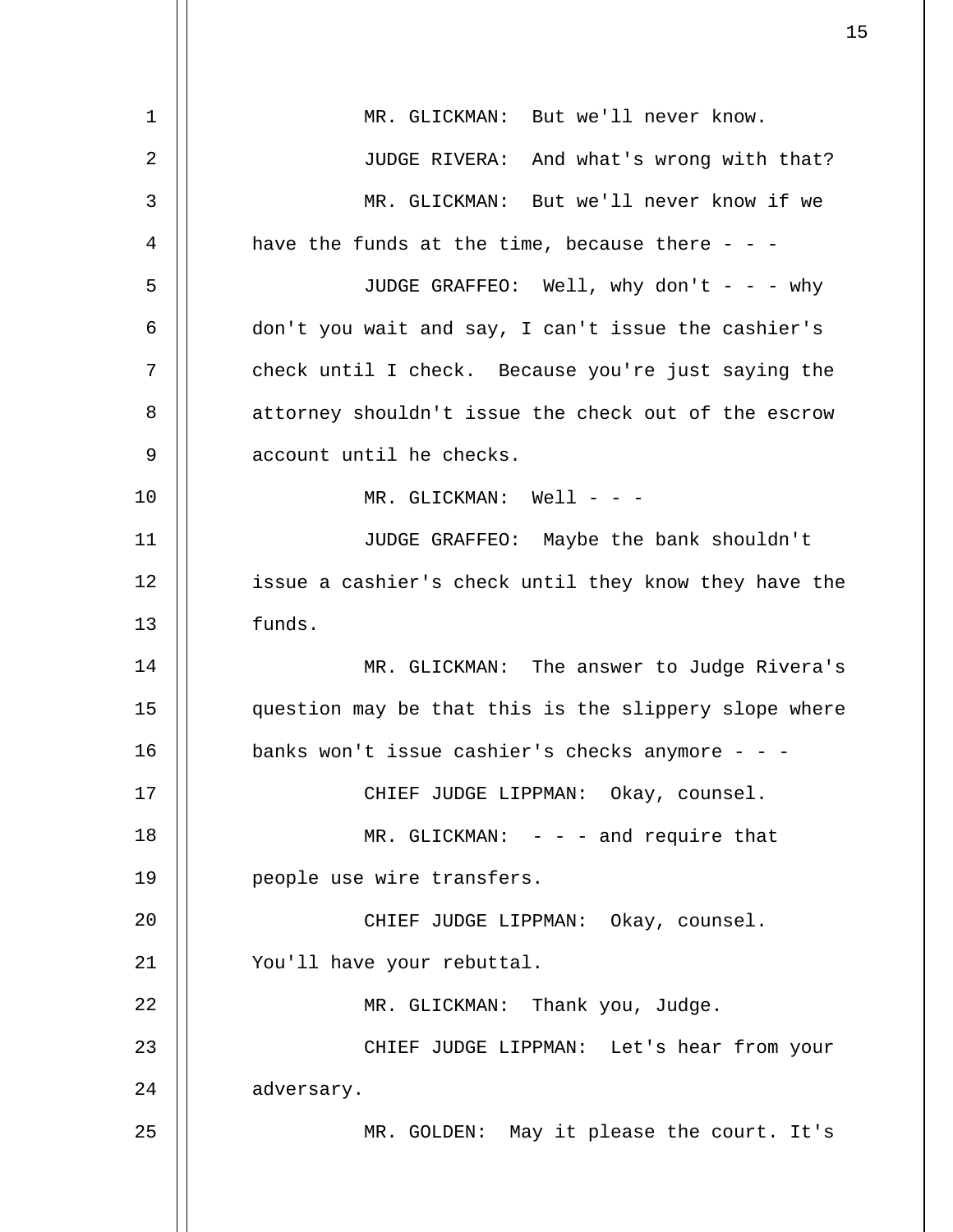MR. GLICKMAN: But we'll never know.

JUDGE RIVERA: And what's wrong with that?

MR. GLICKMAN: But we'll never know if we have the funds at the time, because there - - -

JUDGE GRAFFEO: Well, why don't - - - why don't you wait and say, I can't issue the cashier's check until I check. Because you're just saying the attorney shouldn't issue the check out of the escrow account until he checks.

MR. GLICKMAN: Well - - -

JUDGE GRAFFEO: Maybe the bank shouldn't issue a cashier's check until they know they have the funds.

MR. GLICKMAN: The answer to Judge Rivera's question may be that this is the slippery slope where banks won't issue cashier's checks anymore - - -

CHIEF JUDGE LIPPMAN: Okay, counsel.

MR. GLICKMAN: - - - and require that people use wire transfers.

CHIEF JUDGE LIPPMAN: Okay, counsel. You'll have your rebuttal.

MR. GLICKMAN: Thank you, Judge.

CHIEF JUDGE LIPPMAN: Let's hear from your adversary.

MR. GOLDEN: May it please the court. It's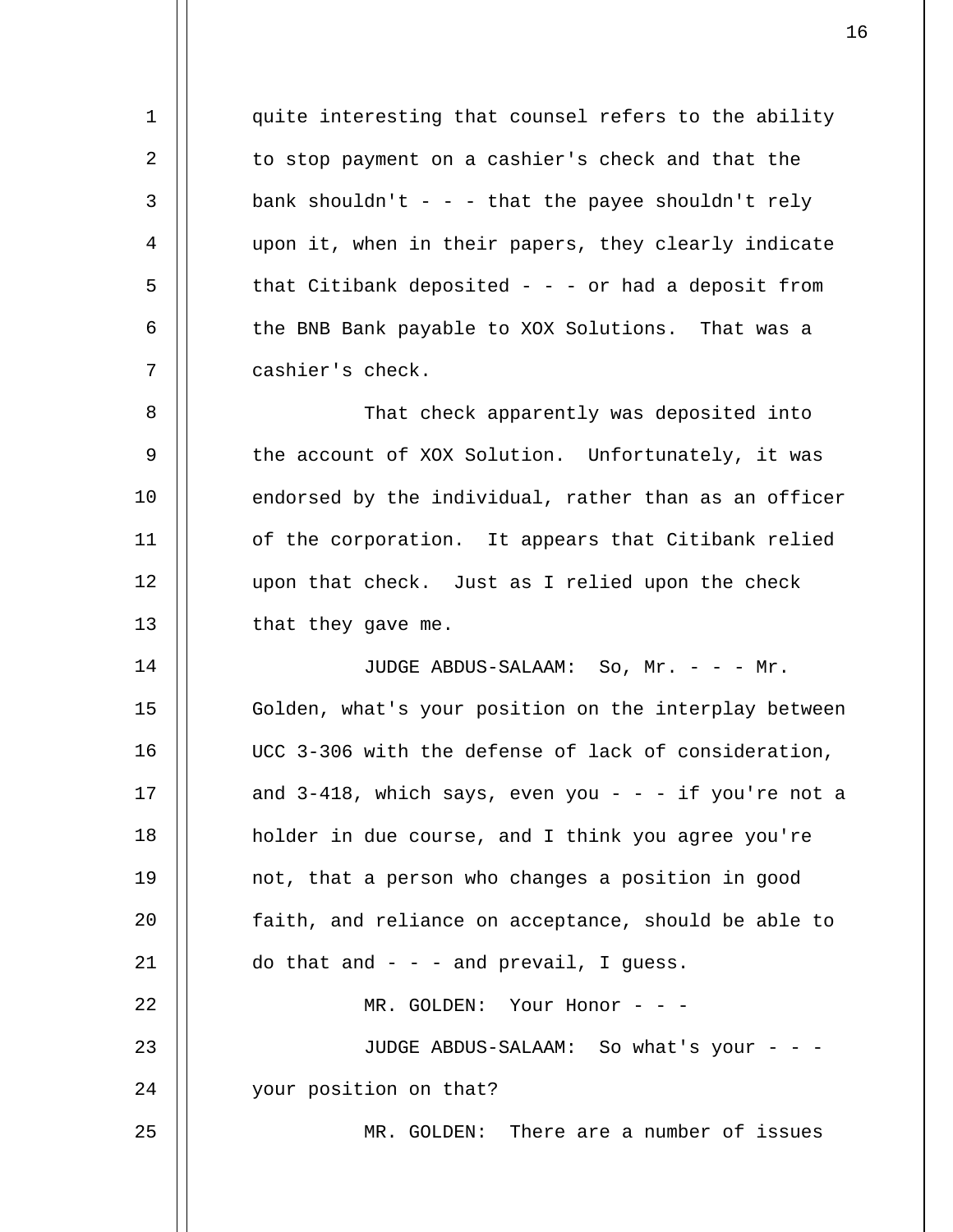quite interesting that counsel refers to the ability to stop payment on a cashier's check and that the bank shouldn't - - - that the payee shouldn't rely upon it, when in their papers, they clearly indicate that Citibank deposited - - - or had a deposit from the BNB Bank payable to XOX Solutions. That was a cashier's check.

That check apparently was deposited into the account of XOX Solution. Unfortunately, it was endorsed by the individual, rather than as an officer of the corporation. It appears that Citibank relied upon that check. Just as I relied upon the check that they gave me.

JUDGE ABDUS-SALAAM: So, Mr. - - - Mr. Golden, what's your position on the interplay between UCC 3-306 with the defense of lack of consideration, and 3-418, which says, even you - - - if you're not a holder in due course, and I think you agree you're not, that a person who changes a position in good faith, and reliance on acceptance, should be able to do that and - - - and prevail, I guess.

MR. GOLDEN: Your Honor - - -

JUDGE ABDUS-SALAAM: So what's your - - - your position on that?

MR. GOLDEN: There are a number of issues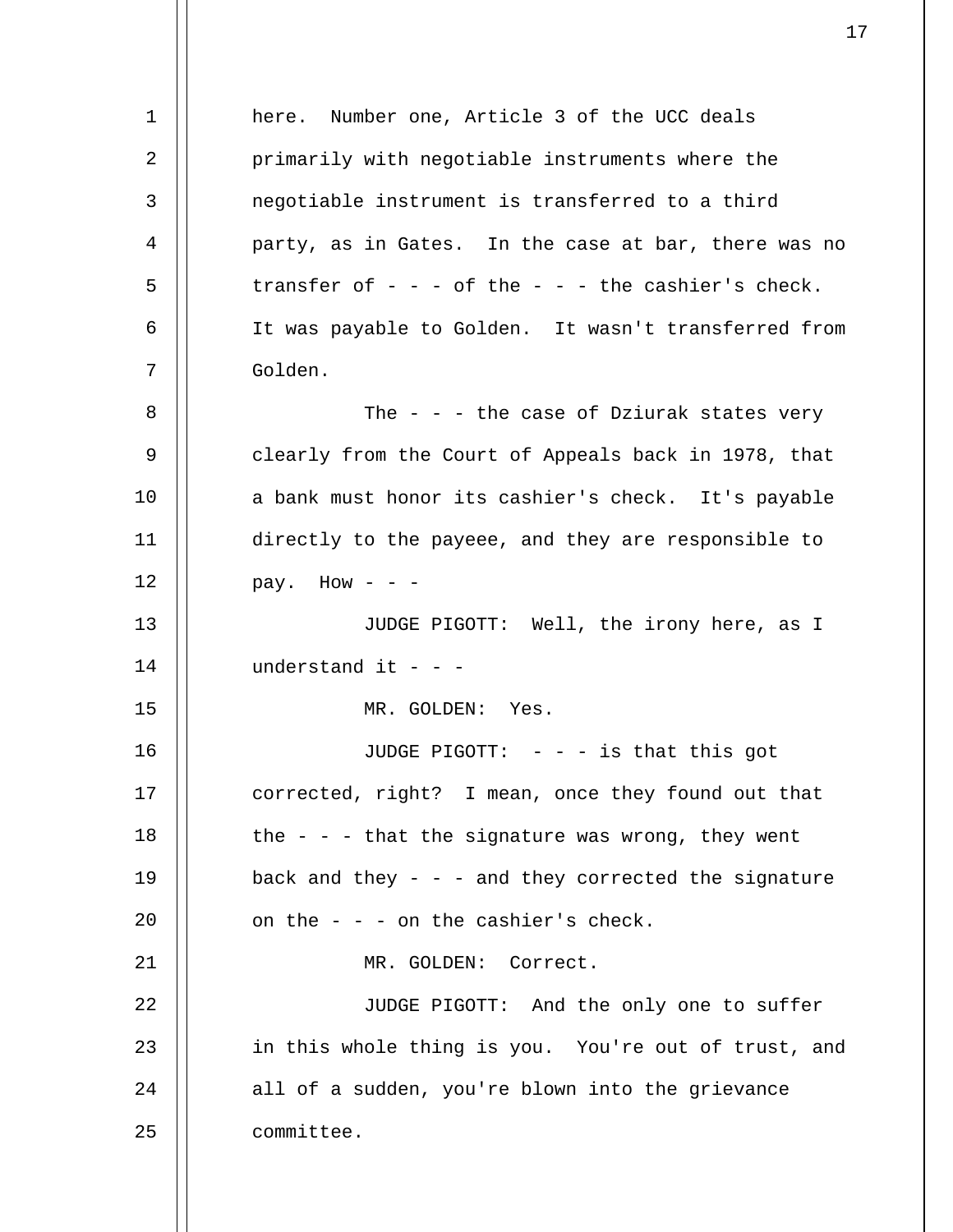here. Number one, Article 3 of the UCC deals primarily with negotiable instruments where the negotiable instrument is transferred to a third party, as in Gates. In the case at bar, there was no transfer of - - - of the - - - the cashier's check. It was payable to Golden. It wasn't transferred from Golden.

The - - - the case of Dziurak states very clearly from the Court of Appeals back in 1978, that a bank must honor its cashier's check. It's payable directly to the payeee, and they are responsible to pay. How - - -

JUDGE PIGOTT: Well, the irony here, as I understand it - - -

MR. GOLDEN: Yes.

JUDGE PIGOTT: - - - is that this got corrected, right? I mean, once they found out that the - - - that the signature was wrong, they went back and they - - - and they corrected the signature on the - - - on the cashier's check.

MR. GOLDEN: Correct.

JUDGE PIGOTT: And the only one to suffer in this whole thing is you. You're out of trust, and all of a sudden, you're blown into the grievance committee.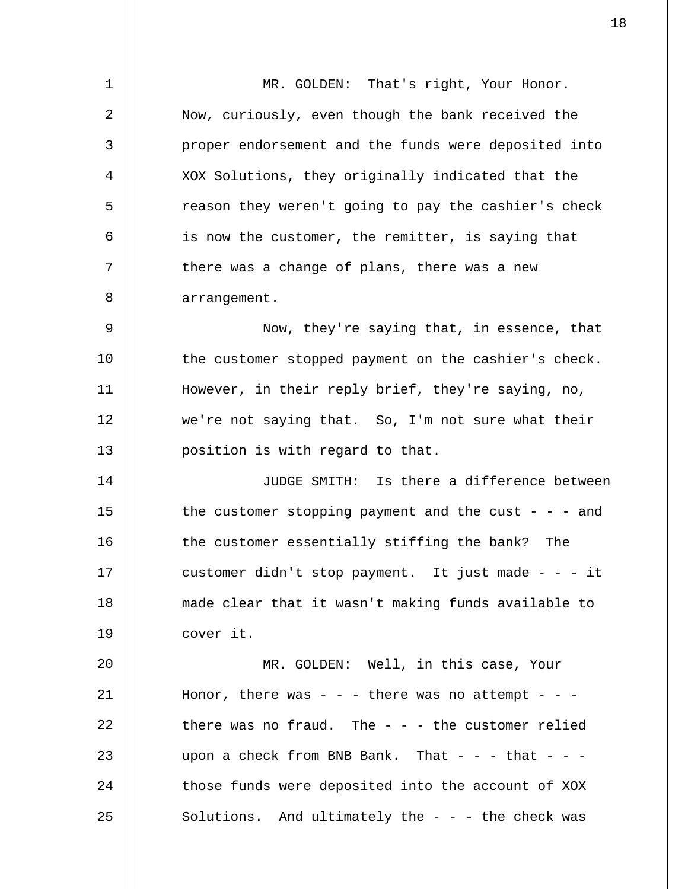MR. GOLDEN: That's right, Your Honor. Now, curiously, even though the bank received the proper endorsement and the funds were deposited into XOX Solutions, they originally indicated that the reason they weren't going to pay the cashier's check is now the customer, the remitter, is saying that there was a change of plans, there was a new arrangement.

Now, they're saying that, in essence, that the customer stopped payment on the cashier's check. However, in their reply brief, they're saying, no, we're not saying that. So, I'm not sure what their position is with regard to that.

JUDGE SMITH: Is there a difference between the customer stopping payment and the cust - - - and the customer essentially stiffing the bank? The customer didn't stop payment. It just made - - - it made clear that it wasn't making funds available to cover it.

MR. GOLDEN: Well, in this case, Your Honor, there was - - - there was no attempt - - - there was no fraud. The - - - the customer relied upon a check from BNB Bank. That - - - that - - - those funds were deposited into the account of XOX Solutions. And ultimately the - - - the check was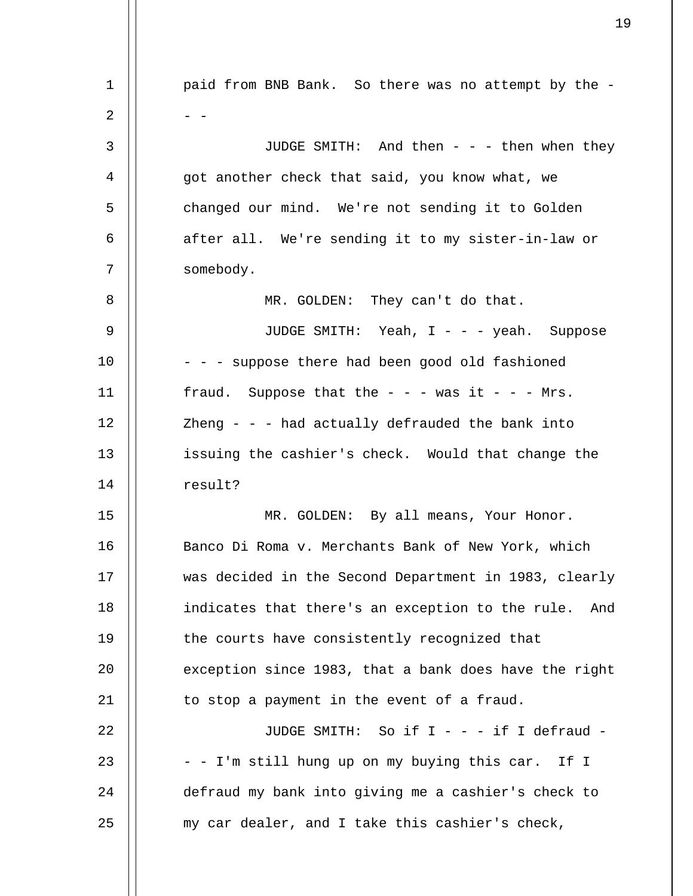paid from BNB Bank. So there was no attempt by the - - -

JUDGE SMITH: And then - - - then when they got another check that said, you know what, we changed our mind. We're not sending it to Golden after all. We're sending it to my sister-in-law or somebody.

MR. GOLDEN: They can't do that.

JUDGE SMITH: Yeah, I - - - yeah. Suppose - - - suppose there had been good old fashioned fraud. Suppose that the - - - was it - - - Mrs. Zheng - - - had actually defrauded the bank into issuing the cashier's check. Would that change the result?

MR. GOLDEN: By all means, Your Honor. Banco Di Roma v. Merchants Bank of New York, which was decided in the Second Department in 1983, clearly indicates that there's an exception to the rule. And the courts have consistently recognized that exception since 1983, that a bank does have the right to stop a payment in the event of a fraud.

JUDGE SMITH: So if I - - - if I defraud - - - I'm still hung up on my buying this car. If I defraud my bank into giving me a cashier's check to my car dealer, and I take this cashier's check,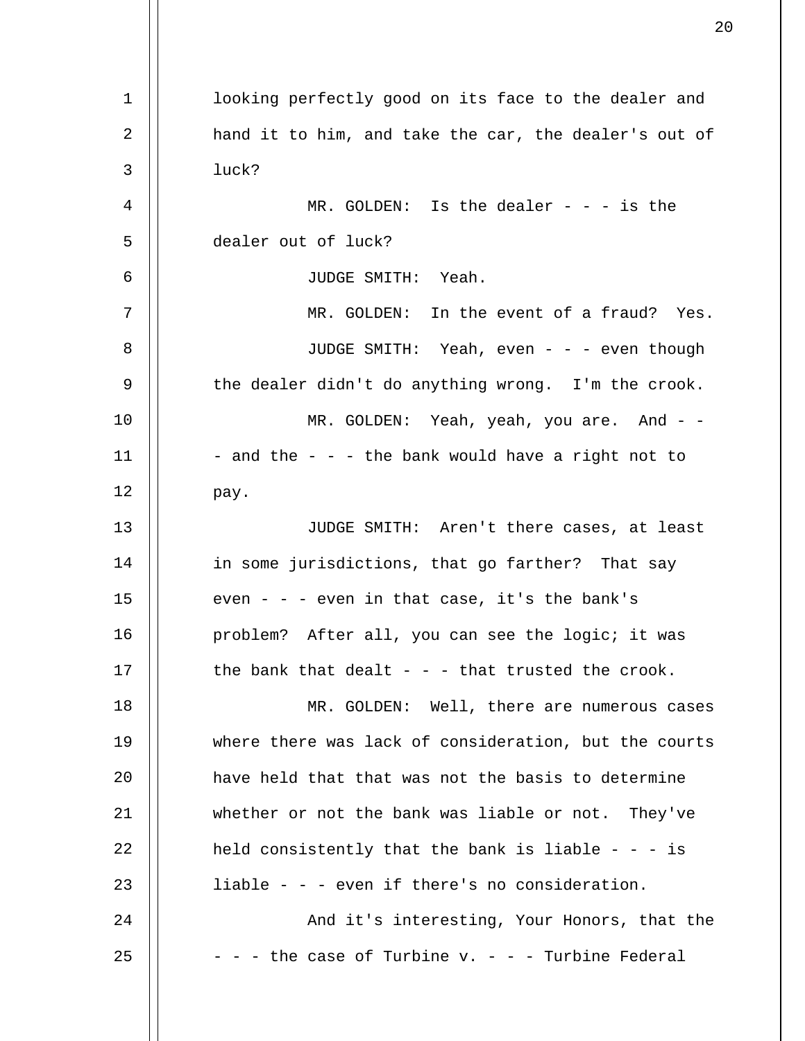looking perfectly good on its face to the dealer and hand it to him, and take the car, the dealer's out of luck?

MR. GOLDEN: Is the dealer - - - is the dealer out of luck?

JUDGE SMITH: Yeah.

MR. GOLDEN: In the event of a fraud? Yes.

JUDGE SMITH: Yeah, even - - - even though the dealer didn't do anything wrong. I'm the crook.

MR. GOLDEN: Yeah, yeah, you are. And - - - and the - - - the bank would have a right not to pay.

JUDGE SMITH: Aren't there cases, at least in some jurisdictions, that go farther? That say even - - - even in that case, it's the bank's problem? After all, you can see the logic; it was the bank that dealt - - - that trusted the crook.

MR. GOLDEN: Well, there are numerous cases where there was lack of consideration, but the courts have held that that was not the basis to determine whether or not the bank was liable or not. They've held consistently that the bank is liable - - - is liable - - - even if there's no consideration.

And it's interesting, Your Honors, that the - - - the case of Turbine v. - - - Turbine Federal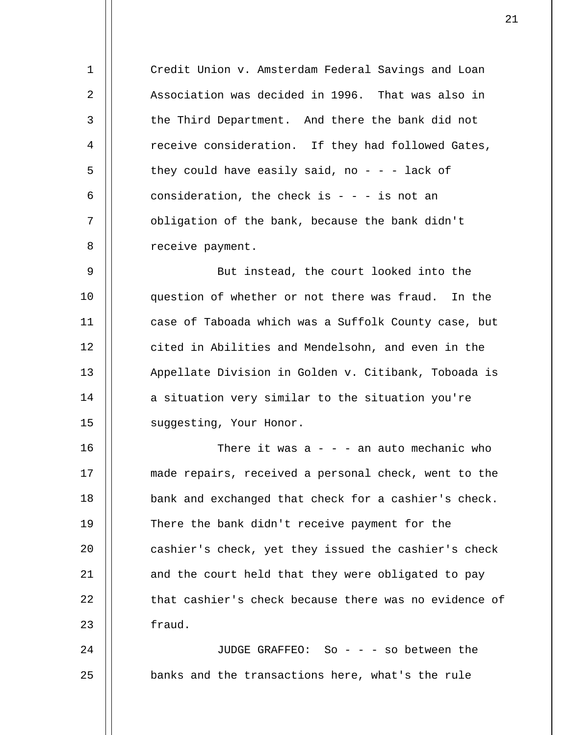Credit Union v. Amsterdam Federal Savings and Loan Association was decided in 1996. That was also in the Third Department. And there the bank did not receive consideration. If they had followed Gates, they could have easily said, no - - - lack of consideration, the check is - - - is not an obligation of the bank, because the bank didn't receive payment.

But instead, the court looked into the question of whether or not there was fraud. In the case of Taboada which was a Suffolk County case, but cited in Abilities and Mendelsohn, and even in the Appellate Division in Golden v. Citibank, Toboada is a situation very similar to the situation you're suggesting, Your Honor.

There it was a - - - an auto mechanic who made repairs, received a personal check, went to the bank and exchanged that check for a cashier's check. There the bank didn't receive payment for the cashier's check, yet they issued the cashier's check and the court held that they were obligated to pay that cashier's check because there was no evidence of fraud.

JUDGE GRAFFEO: So - - - so between the banks and the transactions here, what's the rule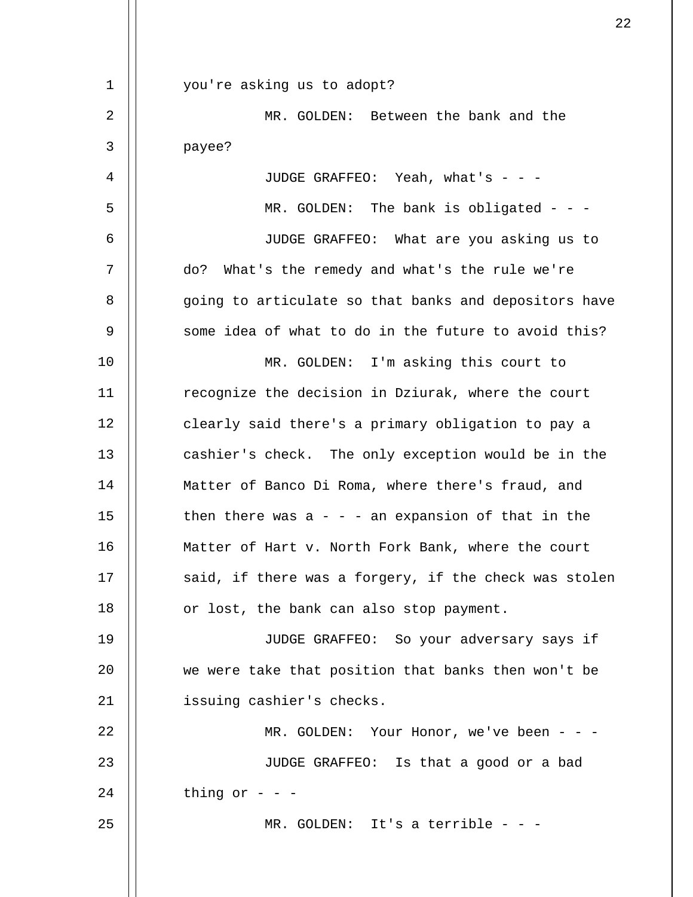you're asking us to adopt?

MR. GOLDEN: Between the bank and the payee?

JUDGE GRAFFEO: Yeah, what's - - -

MR. GOLDEN: The bank is obligated - - -

JUDGE GRAFFEO: What are you asking us to do? What's the remedy and what's the rule we're going to articulate so that banks and depositors have some idea of what to do in the future to avoid this?

MR. GOLDEN: I'm asking this court to recognize the decision in Dziurak, where the court clearly said there's a primary obligation to pay a cashier's check. The only exception would be in the Matter of Banco Di Roma, where there's fraud, and then there was a - - - an expansion of that in the Matter of Hart v. North Fork Bank, where the court said, if there was a forgery, if the check was stolen or lost, the bank can also stop payment.

JUDGE GRAFFEO: So your adversary says if we were take that position that banks then won't be issuing cashier's checks.

MR. GOLDEN: Your Honor, we've been - - -

JUDGE GRAFFEO: Is that a good or a bad thing or - - -

MR. GOLDEN: It's a terrible - - -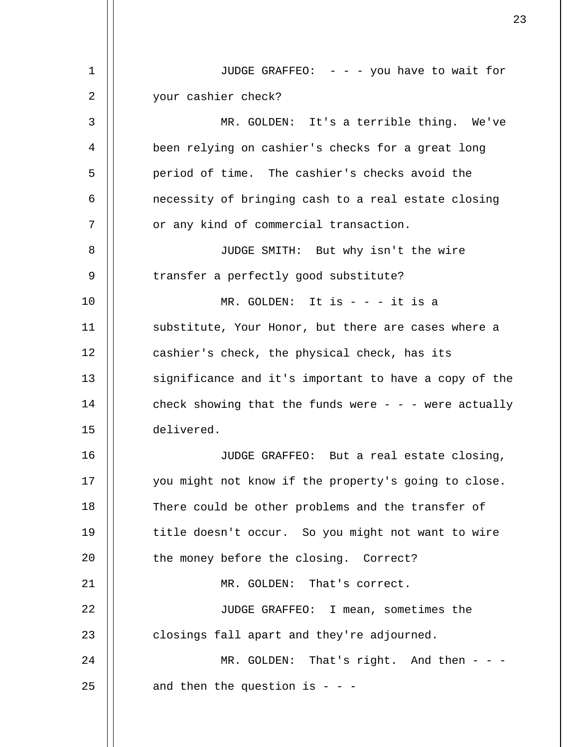JUDGE GRAFFEO: - - - you have to wait for your cashier check?

MR. GOLDEN: It's a terrible thing. We've been relying on cashier's checks for a great long period of time. The cashier's checks avoid the necessity of bringing cash to a real estate closing or any kind of commercial transaction.

JUDGE SMITH: But why isn't the wire transfer a perfectly good substitute?

MR. GOLDEN: It is - - - it is a substitute, Your Honor, but there are cases where a cashier's check, the physical check, has its significance and it's important to have a copy of the check showing that the funds were - - - were actually delivered.

JUDGE GRAFFEO: But a real estate closing, you might not know if the property's going to close. There could be other problems and the transfer of title doesn't occur. So you might not want to wire the money before the closing. Correct?

MR. GOLDEN: That's correct.

JUDGE GRAFFEO: I mean, sometimes the closings fall apart and they're adjourned.

MR. GOLDEN: That's right. And then - - - and then the question is - - -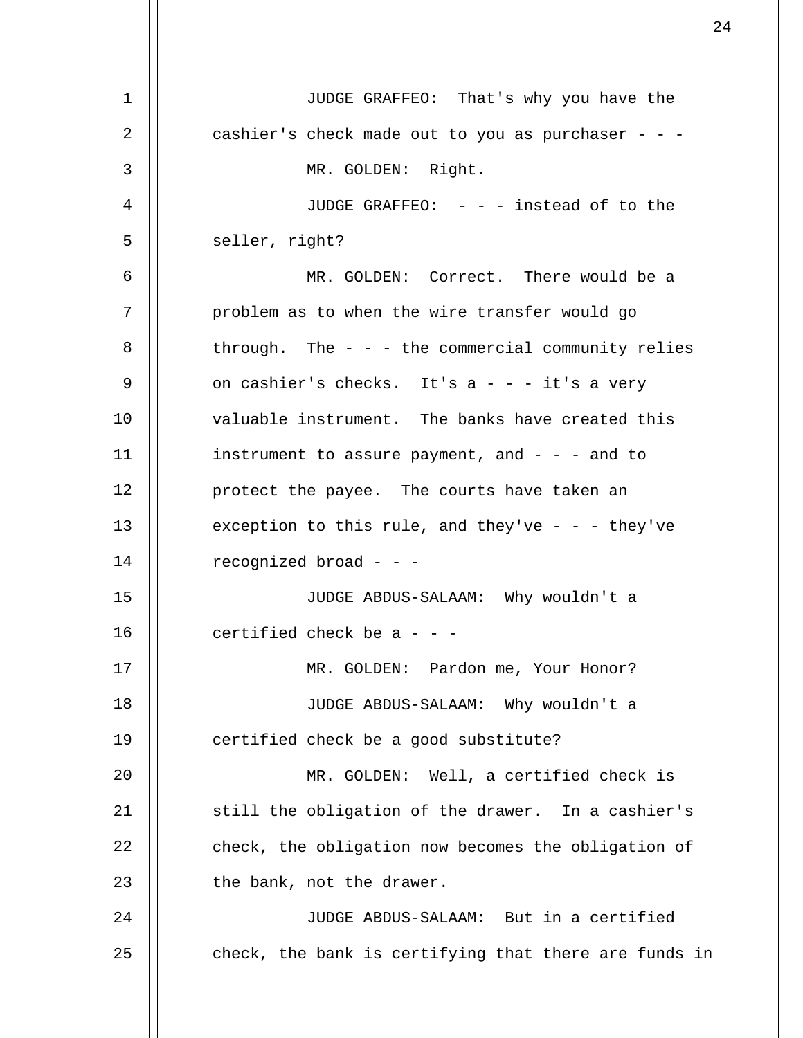JUDGE GRAFFEO: That's why you have the cashier's check made out to you as purchaser - - -

MR. GOLDEN: Right.

JUDGE GRAFFEO: - - - instead of to the seller, right?

MR. GOLDEN: Correct. There would be a problem as to when the wire transfer would go through. The - - - the commercial community relies on cashier's checks. It's a - - - it's a very valuable instrument. The banks have created this instrument to assure payment, and - - - and to protect the payee. The courts have taken an exception to this rule, and they've - - - they've recognized broad - - -

JUDGE ABDUS-SALAAM: Why wouldn't a certified check be a - - -

MR. GOLDEN: Pardon me, Your Honor?

JUDGE ABDUS-SALAAM: Why wouldn't a certified check be a good substitute?

MR. GOLDEN: Well, a certified check is still the obligation of the drawer. In a cashier's check, the obligation now becomes the obligation of the bank, not the drawer.

JUDGE ABDUS-SALAAM: But in a certified check, the bank is certifying that there are funds in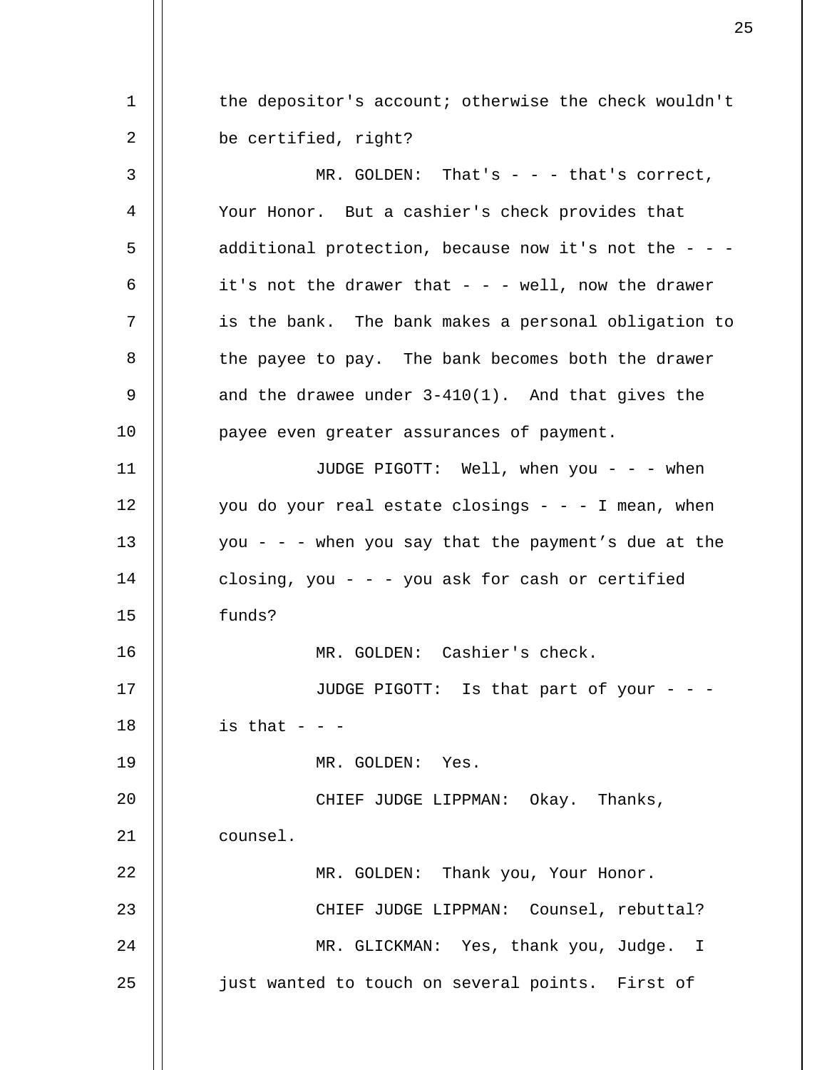the depositor's account; otherwise the check wouldn't be certified, right?

MR. GOLDEN: That's - - - that's correct, Your Honor. But a cashier's check provides that additional protection, because now it's not the - - - it's not the drawer that - - - well, now the drawer is the bank. The bank makes a personal obligation to the payee to pay. The bank becomes both the drawer and the drawee under 3-410(1). And that gives the payee even greater assurances of payment.

JUDGE PIGOTT: Well, when you - - - when you do your real estate closings - - - I mean, when you - - - when you say that the payment's due at the closing, you - - - you ask for cash or certified funds?

MR. GOLDEN: Cashier's check.

JUDGE PIGOTT: Is that part of your - - - is that - - -

MR. GOLDEN: Yes.

CHIEF JUDGE LIPPMAN: Okay. Thanks, counsel.

MR. GOLDEN: Thank you, Your Honor.

CHIEF JUDGE LIPPMAN: Counsel, rebuttal?

MR. GLICKMAN: Yes, thank you, Judge. I just wanted to touch on several points. First of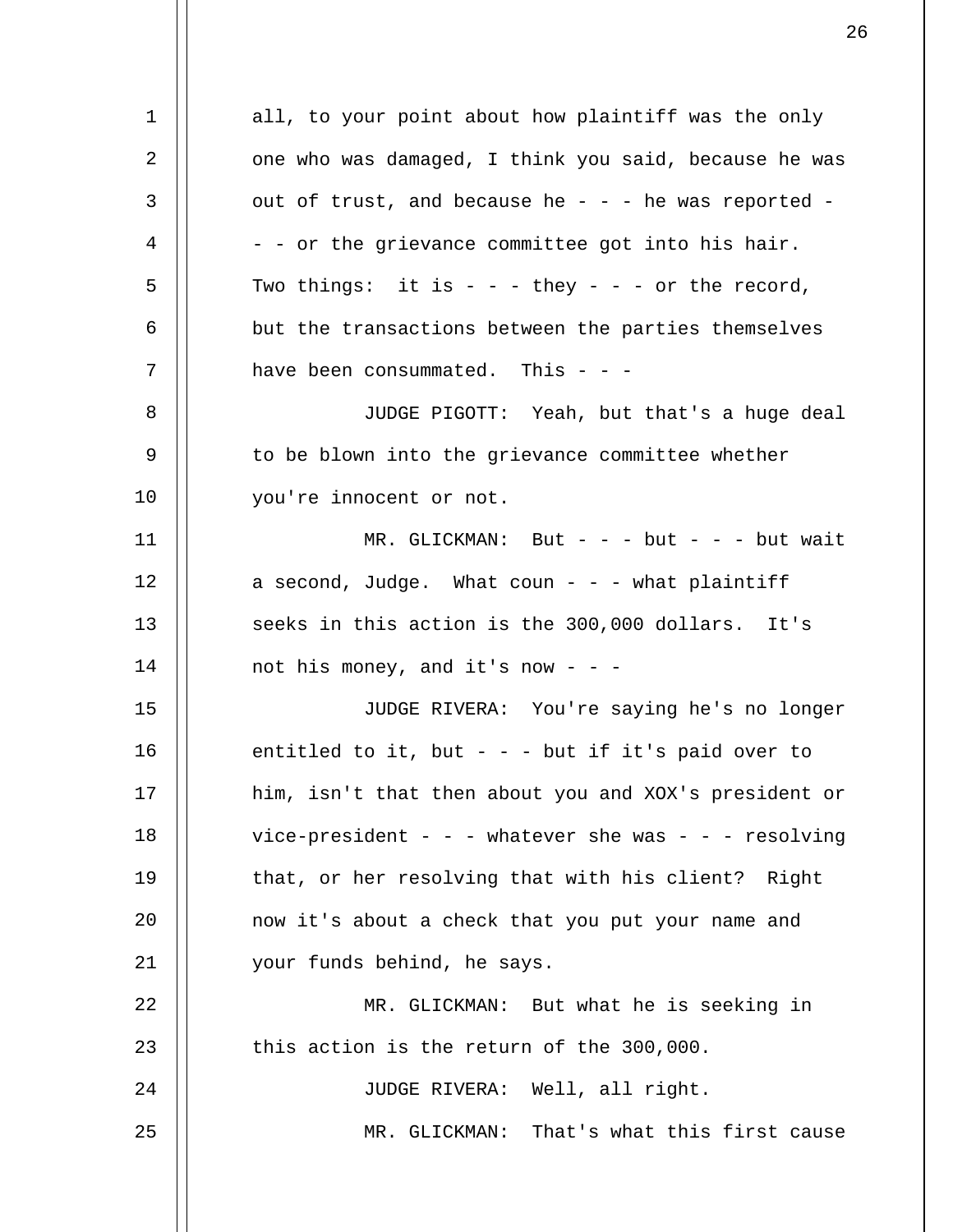all, to your point about how plaintiff was the only one who was damaged, I think you said, because he was out of trust, and because he - - - he was reported - - - or the grievance committee got into his hair. Two things: it is - - - they - - - or the record, but the transactions between the parties themselves have been consummated. This - - -

JUDGE PIGOTT: Yeah, but that's a huge deal to be blown into the grievance committee whether you're innocent or not.

MR. GLICKMAN: But - - - but - - - but wait a second, Judge. What coun - - - what plaintiff seeks in this action is the 300,000 dollars. It's not his money, and it's now - - -

JUDGE RIVERA: You're saying he's no longer entitled to it, but - - - but if it's paid over to him, isn't that then about you and XOX's president or vice-president - - - whatever she was - - - resolving that, or her resolving that with his client? Right now it's about a check that you put your name and your funds behind, he says.

MR. GLICKMAN: But what he is seeking in this action is the return of the 300,000.

JUDGE RIVERA: Well, all right.

MR. GLICKMAN: That's what this first cause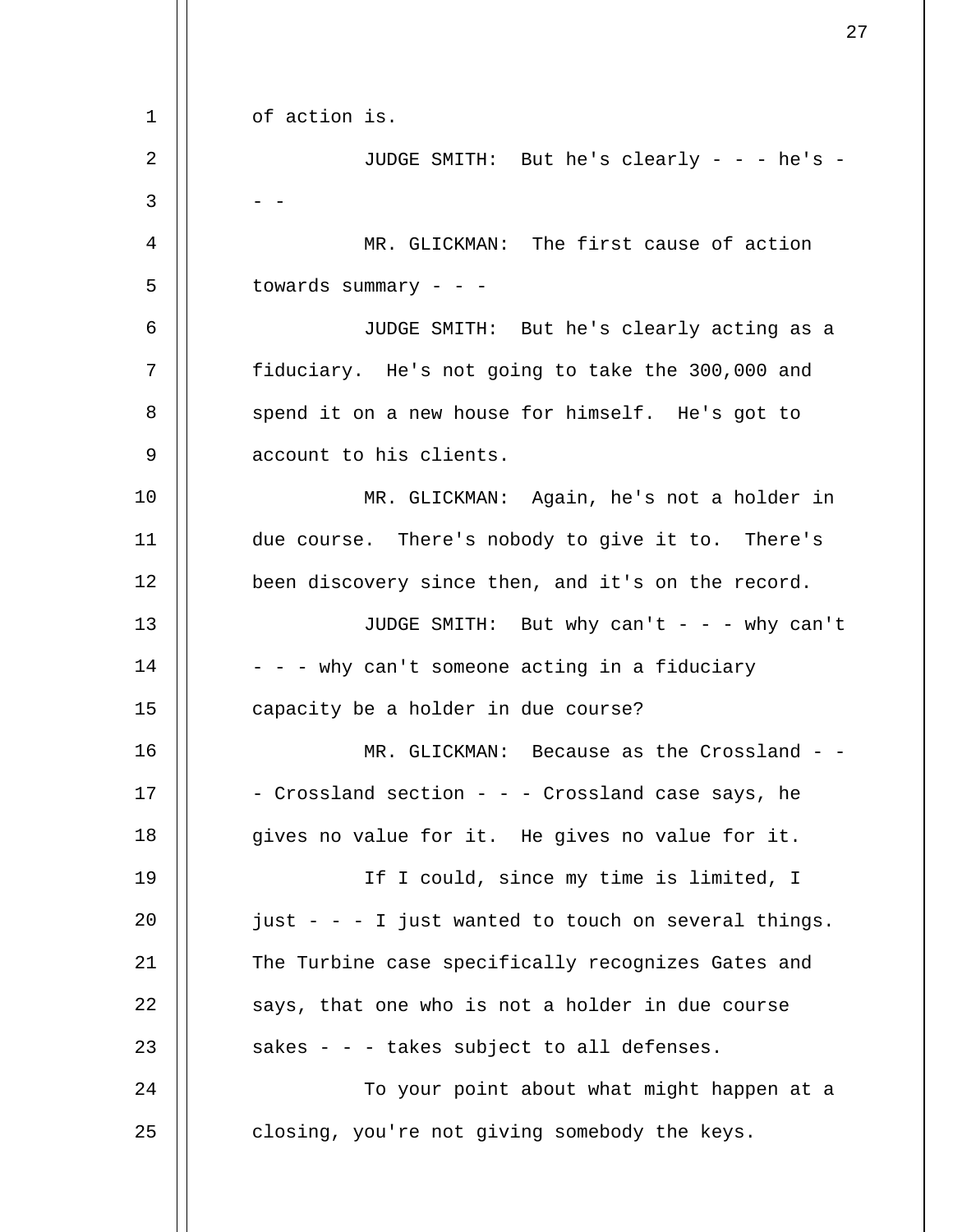of action is.

JUDGE SMITH: But he's clearly - - - he's - - -

MR. GLICKMAN: The first cause of action towards summary - - -

JUDGE SMITH: But he's clearly acting as a fiduciary. He's not going to take the 300,000 and spend it on a new house for himself. He's got to account to his clients.

MR. GLICKMAN: Again, he's not a holder in due course. There's nobody to give it to. There's been discovery since then, and it's on the record.

JUDGE SMITH: But why can't - - - why can't - - - why can't someone acting in a fiduciary capacity be a holder in due course?

MR. GLICKMAN: Because as the Crossland - - - Crossland section - - - Crossland case says, he gives no value for it. He gives no value for it.

If I could, since my time is limited, I just - - - I just wanted to touch on several things. The Turbine case specifically recognizes Gates and says, that one who is not a holder in due course sakes - - - takes subject to all defenses.

To your point about what might happen at a closing, you're not giving somebody the keys.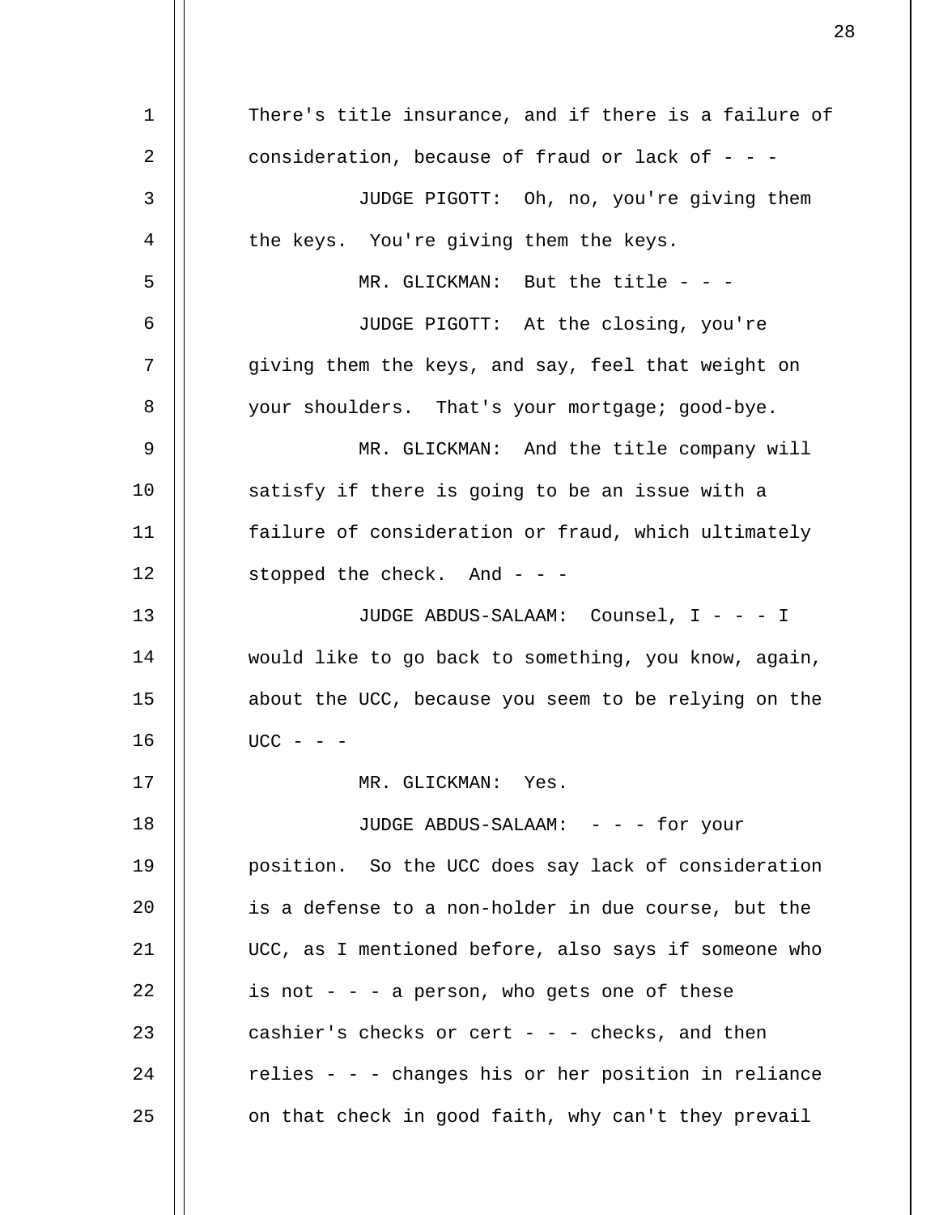There's title insurance, and if there is a failure of consideration, because of fraud or lack of - - -

JUDGE PIGOTT: Oh, no, you're giving them the keys. You're giving them the keys.

MR. GLICKMAN: But the title - - -

JUDGE PIGOTT: At the closing, you're giving them the keys, and say, feel that weight on your shoulders. That's your mortgage; good-bye.

MR. GLICKMAN: And the title company will satisfy if there is going to be an issue with a failure of consideration or fraud, which ultimately stopped the check. And - - -

JUDGE ABDUS-SALAAM: Counsel, I - - - I would like to go back to something, you know, again, about the UCC, because you seem to be relying on the UCC - - -

MR. GLICKMAN: Yes.

JUDGE ABDUS-SALAAM: - - - for your position. So the UCC does say lack of consideration is a defense to a non-holder in due course, but the UCC, as I mentioned before, also says if someone who is not - - - a person, who gets one of these cashier's checks or cert - - - checks, and then relies - - - changes his or her position in reliance on that check in good faith, why can't they prevail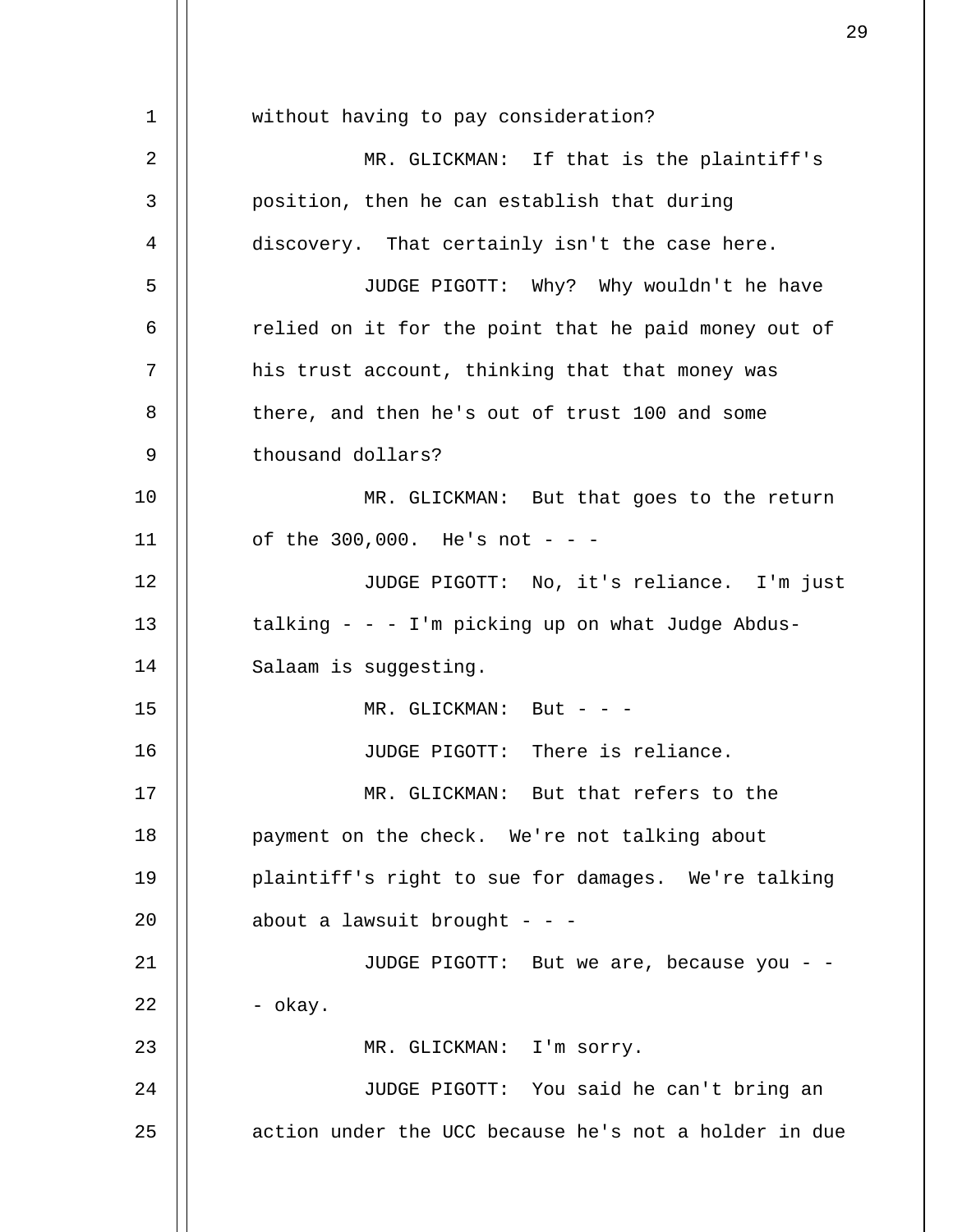without having to pay consideration?

MR. GLICKMAN: If that is the plaintiff's position, then he can establish that during discovery. That certainly isn't the case here.

JUDGE PIGOTT: Why? Why wouldn't he have relied on it for the point that he paid money out of his trust account, thinking that that money was there, and then he's out of trust 100 and some thousand dollars?

MR. GLICKMAN: But that goes to the return of the 300,000. He's not - - -

JUDGE PIGOTT: No, it's reliance. I'm just talking - - - I'm picking up on what Judge Abdus-Salaam is suggesting.

MR. GLICKMAN: But - - -

JUDGE PIGOTT: There is reliance.

MR. GLICKMAN: But that refers to the payment on the check. We're not talking about plaintiff's right to sue for damages. We're talking about a lawsuit brought - - -

JUDGE PIGOTT: But we are, because you - - - okay.

MR. GLICKMAN: I'm sorry.

JUDGE PIGOTT: You said he can't bring an action under the UCC because he's not a holder in due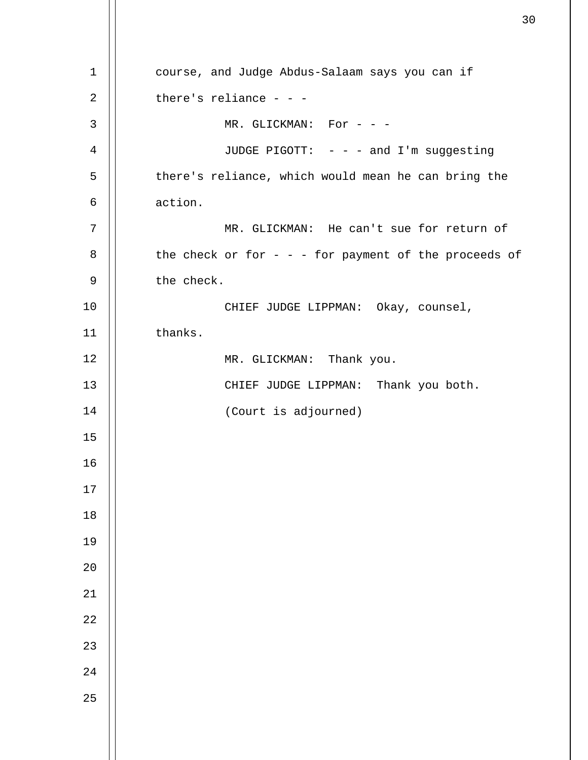course, and Judge Abdus-Salaam says you can if there's reliance - - -

MR. GLICKMAN: For - - -

JUDGE PIGOTT: - - - and I'm suggesting there's reliance, which would mean he can bring the action.

MR. GLICKMAN: He can't sue for return of the check or for - - - for payment of the proceeds of the check.

CHIEF JUDGE LIPPMAN: Okay, counsel, thanks.

MR. GLICKMAN: Thank you.

CHIEF JUDGE LIPPMAN: Thank you both.

(Court is adjourned)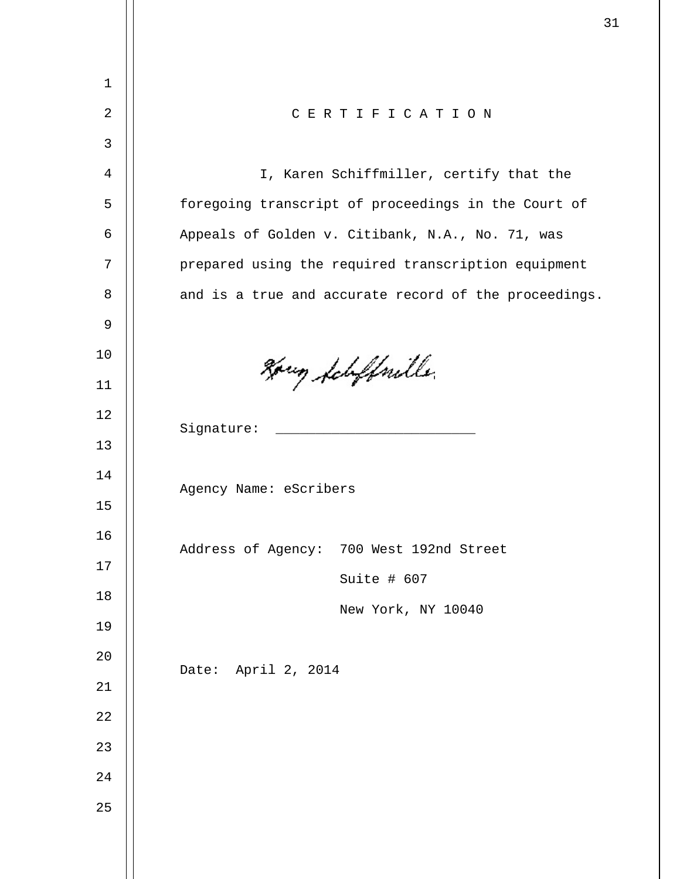# C E R T I F I C A T I O N

I, Karen Schiffmiller, certify that the foregoing transcript of proceedings in the Court of Appeals of Golden v. Citibank, N.A., No. 71, was prepared using the required transcription equipment and is a true and accurate record of the proceedings.

Signature: ________________________

Agency Name: eScribers

Address of Agency: 700 West 192nd Street
Suite # 607
New York, NY 10040

Date: April 2, 2014